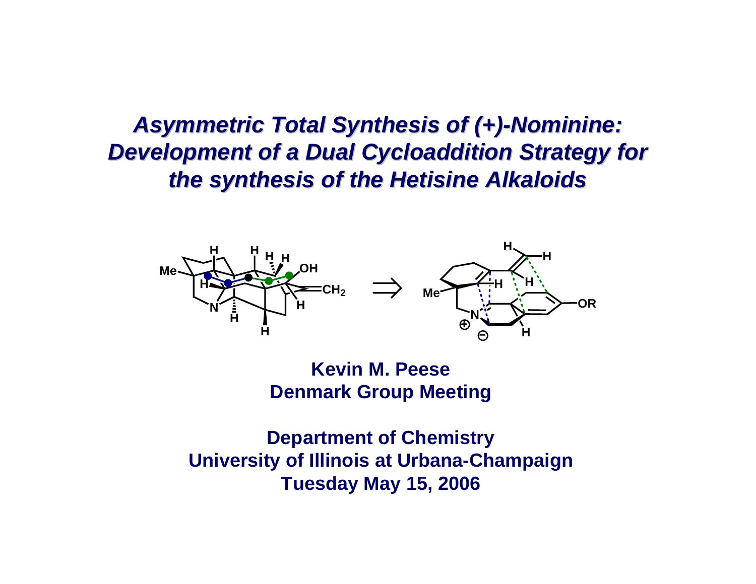# *Asymmetric Total Synthesis of (+)-Nominine: Development of a Dual Cycloaddition Strategy for the synthesis of the Hetisine Alkaloids*

**Kevin M. Peese**
**Denmark Group Meeting**

**Department of Chemistry**
**University of Illinois at Urbana-Champaign**
**Tuesday May 15, 2006**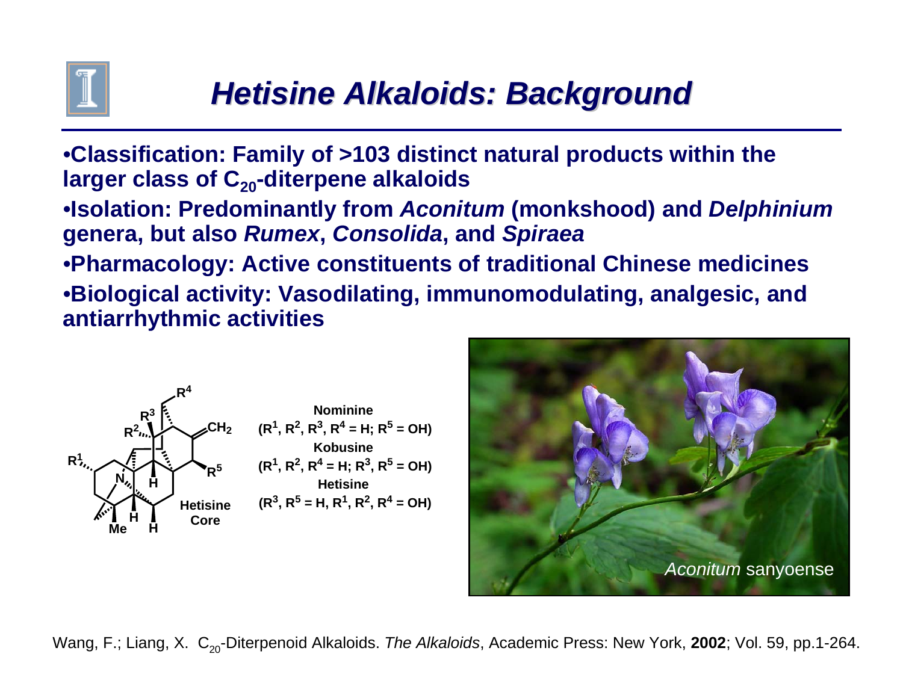# Hetisine Alkaloids: Background

- **Classification: Family of >103 distinct natural products within the larger class of $C_{20}$-diterpene alkaloids**
- **Isolation: Predominantly from *Aconitum* (monkshood) and *Delphinium* genera, but also *Rumex*, *Consolida*, and *Spiraea***
- **Pharmacology: Active constituents of traditional Chinese medicines**
- **Biological activity: Vasodilating, immunomodulating, analgesic, and antiarrhythmic activities**

**Hetisine Core**

**Nominine**
**($R^1$, $R^2$, $R^3$, $R^4$ = H; $R^5$ = OH)**

**Kobusine**
**($R^1$, $R^2$, $R^4$ = H; $R^3$, $R^5$ = OH)**

**Hetisine**
**($R^3$, $R^5$ = H, $R^1$, $R^2$, $R^4$ = OH)**

*Aconitum* sanyoense

Wang, F.; Liang, X. $C_{20}$-Diterpenoid Alkaloids. *The Alkaloids*, Academic Press: New York, **2002**; Vol. 59, pp.1-264.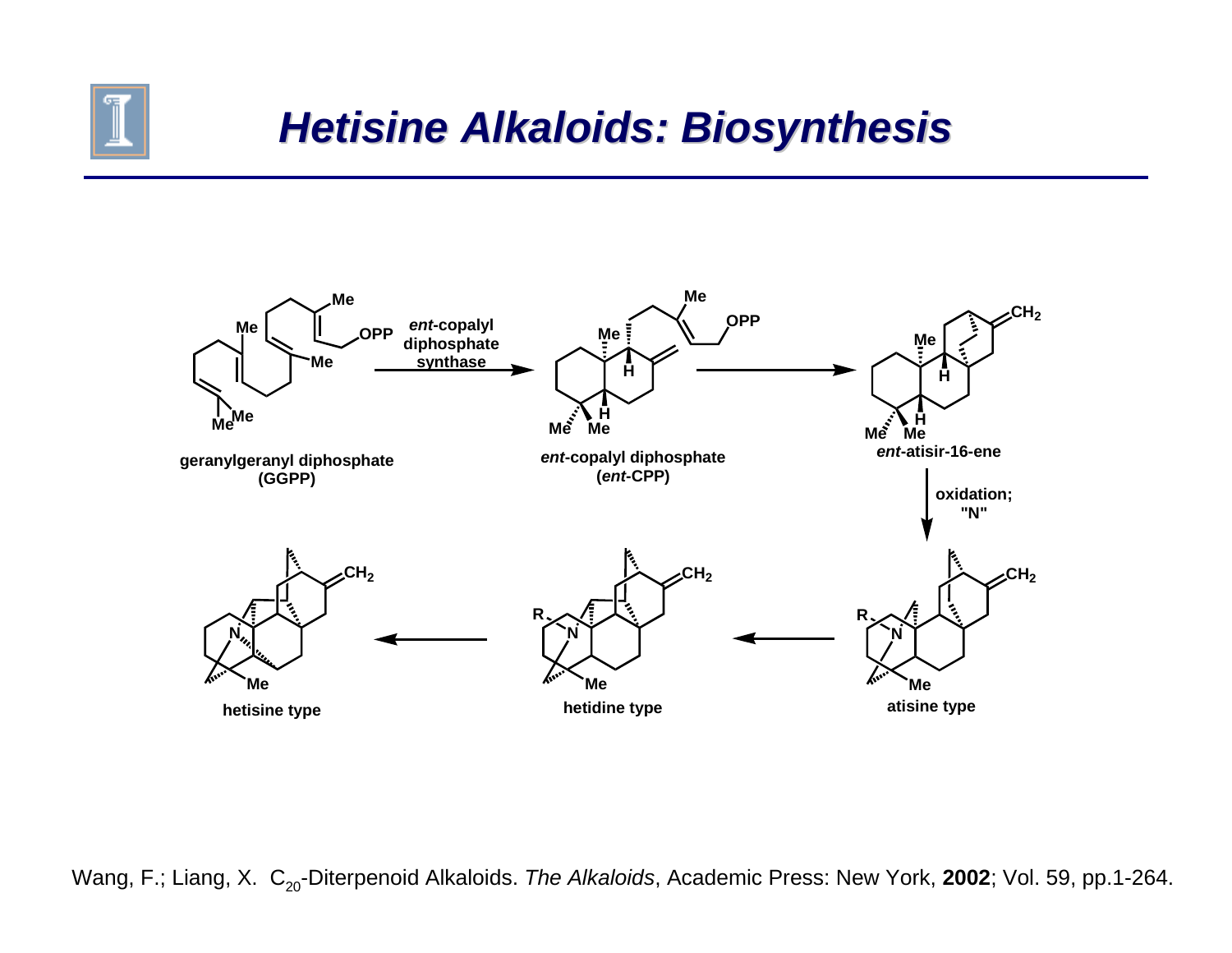# Hetisine Alkaloids: Biosynthesis

geranylgeranyl diphosphate (GGPP)

*ent*-copalyl diphosphate synthase

*ent*-copalyl diphosphate (*ent*-CPP)

*ent*-atisir-16-ene

oxidation; "N"

atisine type

hetidine type

hetisine type

Wang, F.; Liang, X. $C_{20}$-Diterpenoid Alkaloids. *The Alkaloids*, Academic Press: New York, **2002**; Vol. 59, pp.1-264.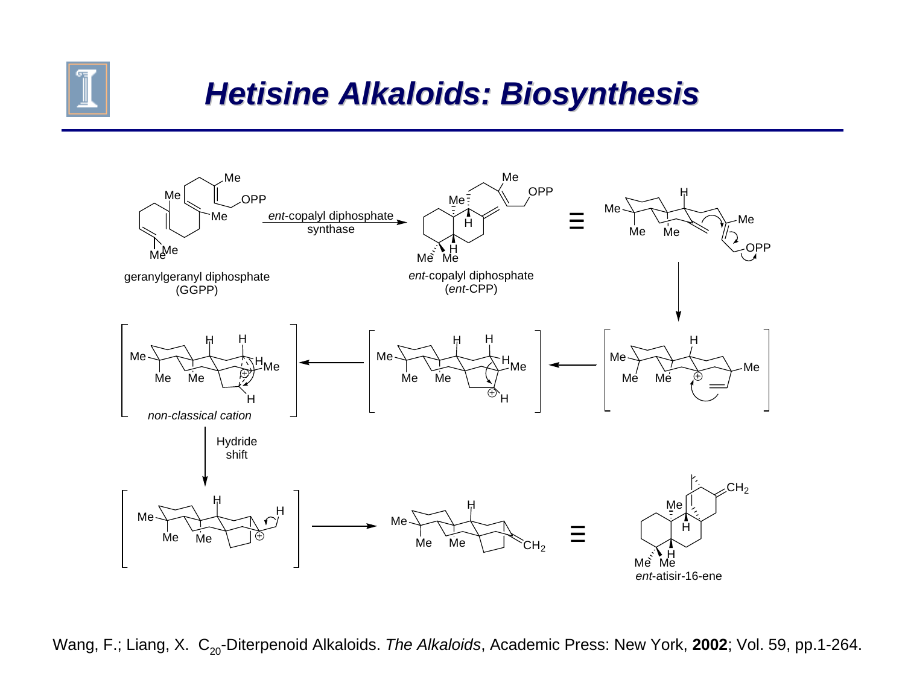# Hetisine Alkaloids: Biosynthesis

geranylgeranyl diphosphate (GGPP)

*ent*-copalyl diphosphate synthase

*ent*-copalyl diphosphate (*ent*-CPP)

*non-classical cation*

Hydride shift

*ent*-atisir-16-ene

Wang, F.; Liang, X. $C_{20}$-Diterpenoid Alkaloids. *The Alkaloids*, Academic Press: New York, **2002**; Vol. 59, pp.1-264.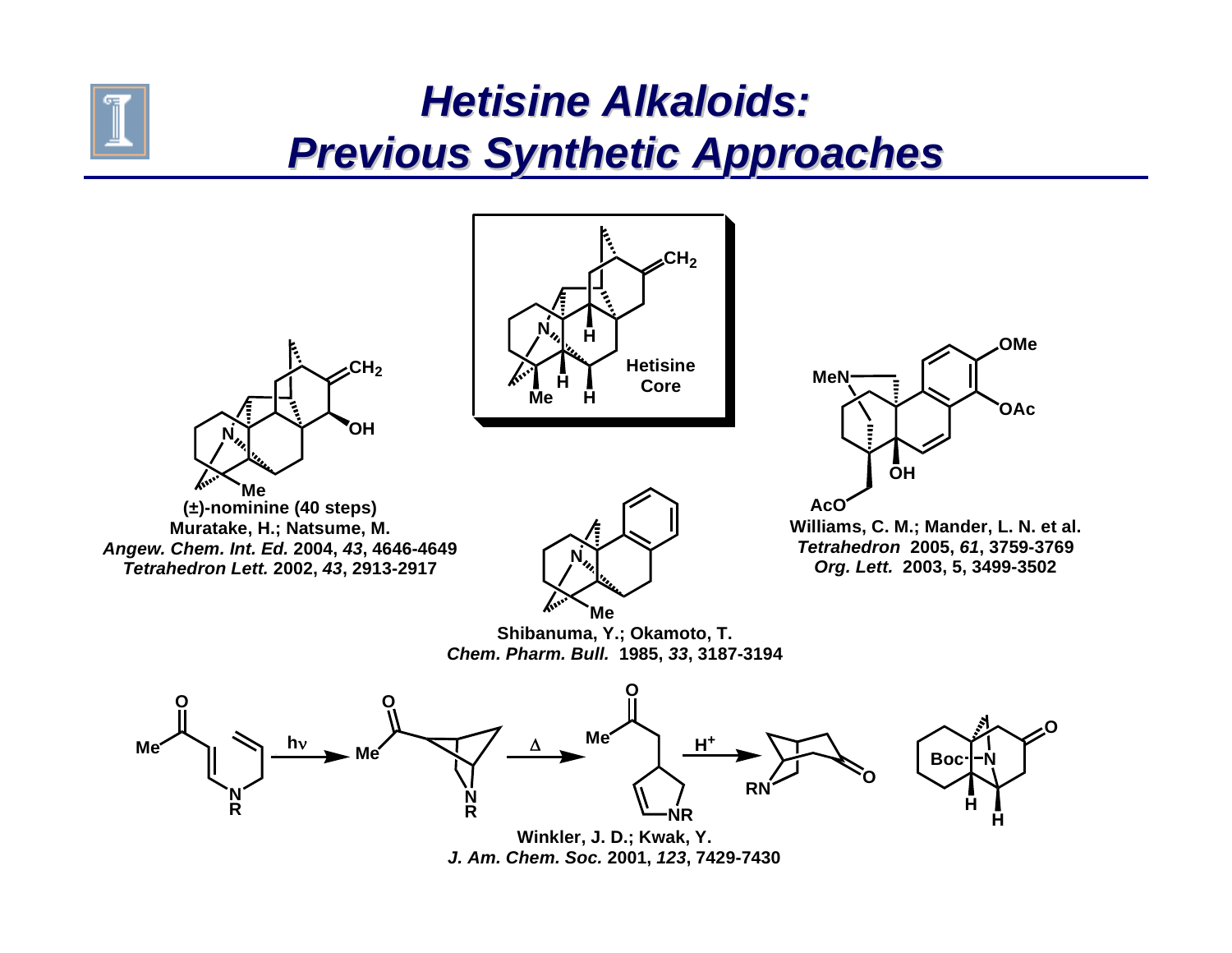# *Hetisine Alkaloids: Previous Synthetic Approaches*

Hetisine Core

(±)-nominine (40 steps)
Muratake, H.; Natsume, M.
*Angew. Chem. Int. Ed.* 2004, *43*, 4646-4649
*Tetrahedron Lett.* 2002, *43*, 2913-2917

Shibanuma, Y.; Okamoto, T.
*Chem. Pharm. Bull.* 1985, *33*, 3187-3194

Williams, C. M.; Mander, L. N. et al.
*Tetrahedron* 2005, *61*, 3759-3769
*Org. Lett.* 2003, 5, 3499-3502

Winkler, J. D.; Kwak, Y.
*J. Am. Chem. Soc.* 2001, *123*, 7429-7430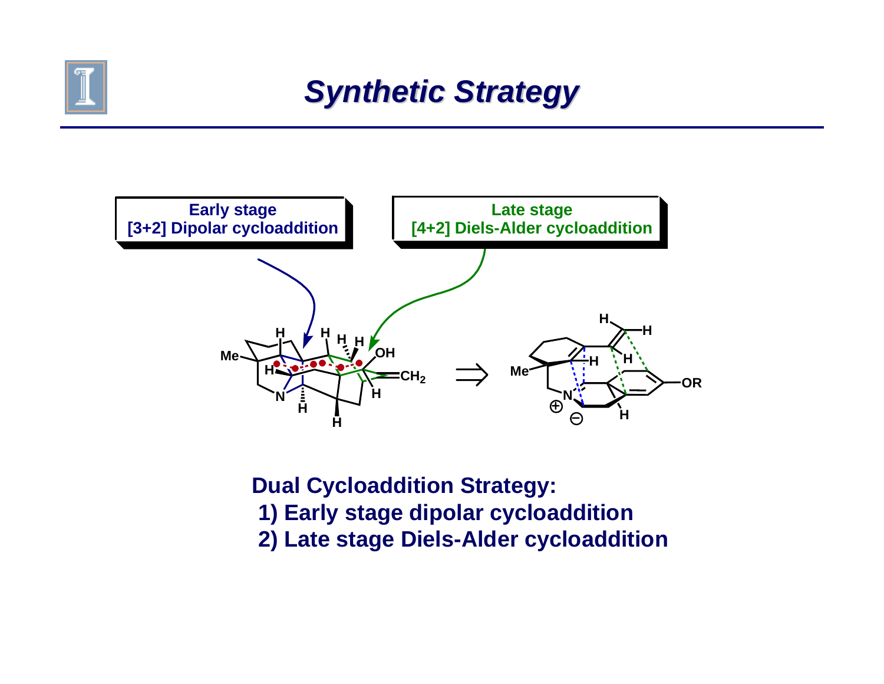# Synthetic Strategy

Early stage
[3+2] Dipolar cycloaddition

Late stage
[4+2] Diels-Alder cycloaddition

**Dual Cycloaddition Strategy:**

1) Early stage dipolar cycloaddition
2) Late stage Diels-Alder cycloaddition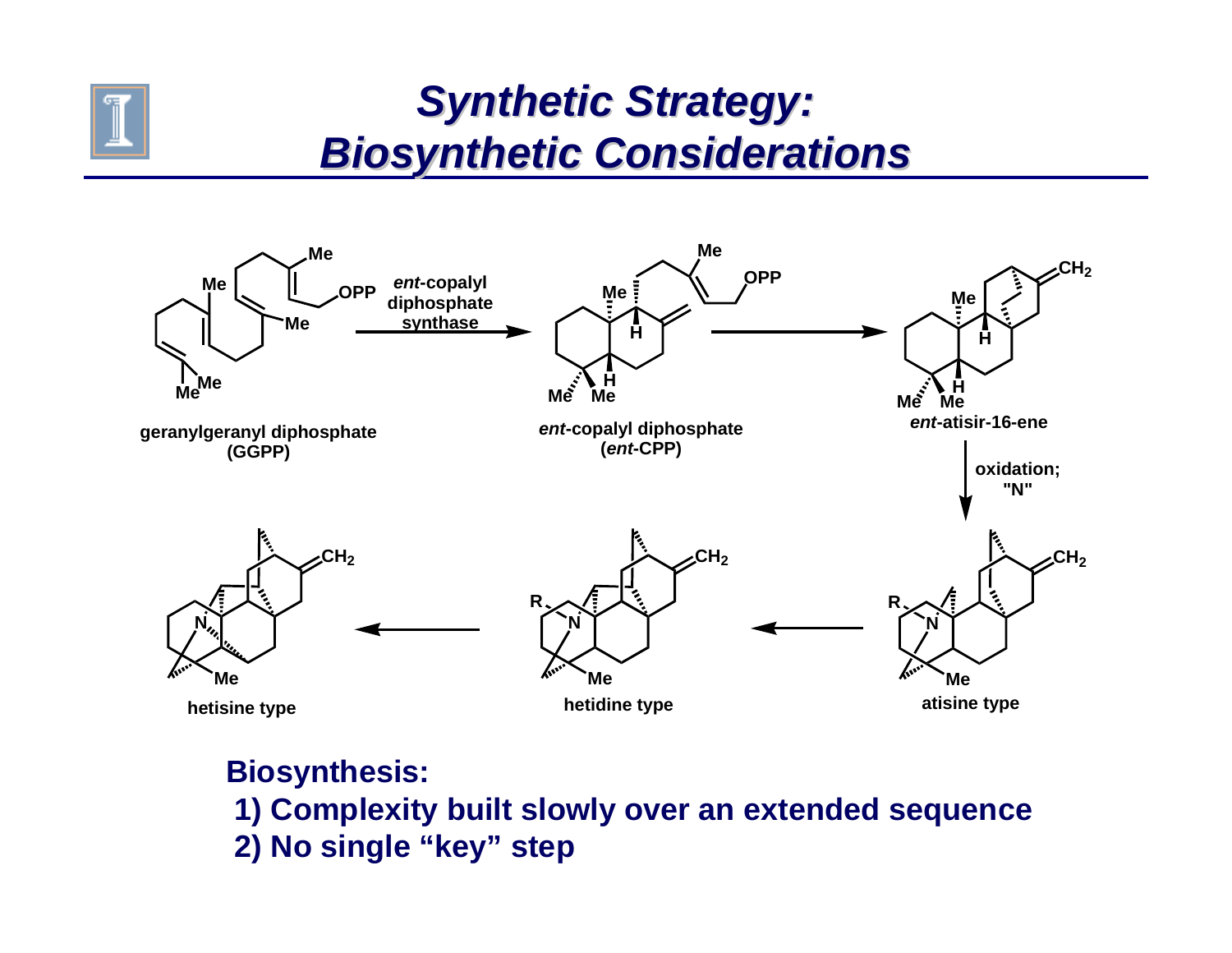# Synthetic Strategy: Biosynthetic Considerations

geranylgeranyl diphosphate (GGPP)

*ent*-copalyl diphosphate synthase

*ent*-copalyl diphosphate (*ent*-CPP)

*ent*-atisir-16-ene

oxidation; "N"

atisine type

hetidine type

hetisine type

**Biosynthesis:**

1) Complexity built slowly over an extended sequence
2) No single "key" step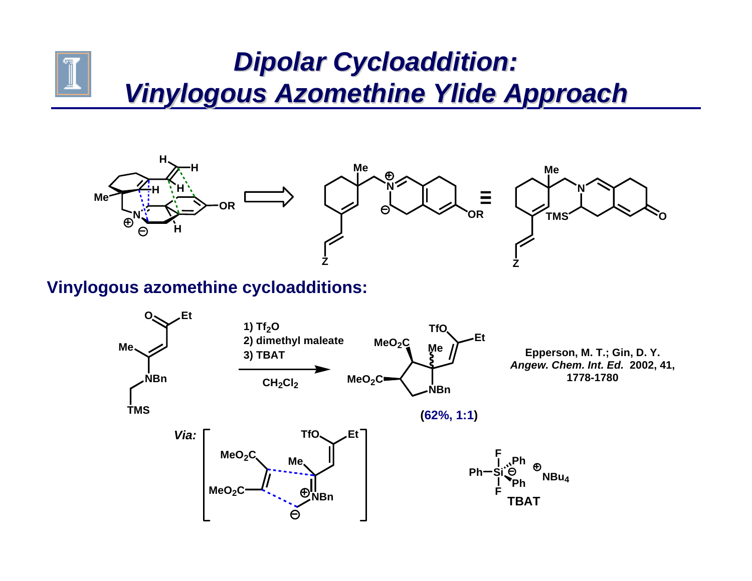# Dipolar Cycloaddition: Vinylogous Azomethine Ylide Approach

## Vinylogous azomethine cycloadditions:

1) $Tf_2O$
2) dimethyl maleate
3) TBAT

$CH_2Cl_2$

(62%, 1:1)

Epperson, M. T.; Gin, D. Y. *Angew. Chem. Int. Ed.* 2002, 41, 1778-1780

*Via:*

TBAT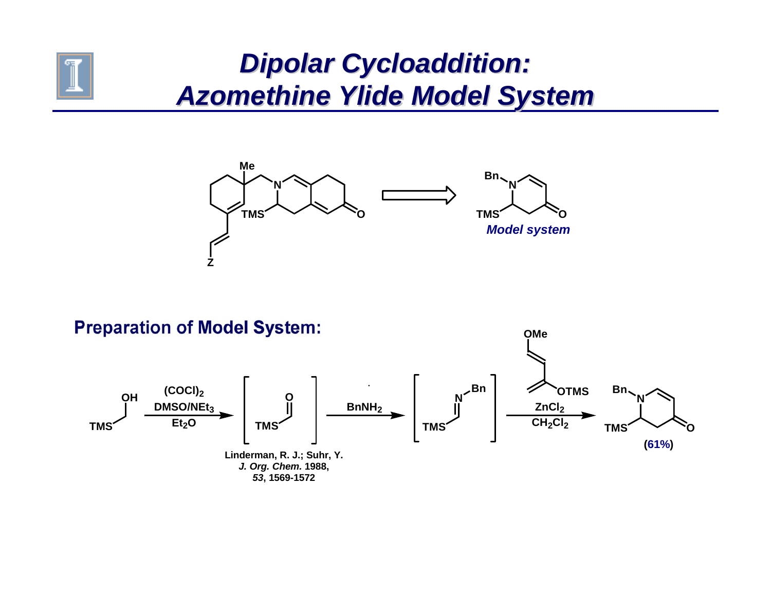# Dipolar Cycloaddition: Azomethine Ylide Model System

Me

N

TMS

O

Z

Bn

N

TMS

O

*Model system*

## Preparation of Model System:

TMS OH

$(COCl)_2$
DMSO/$NEt_3$
$Et_2O$

[ TMS CHO ]

Linderman, R. J.; Suhr, Y. *J. Org. Chem.* 1988, *53*, 1569-1572

$BnNH_2$

[ TMS CH=N–Bn ]

OMe

OTMS

$ZnCl_2$
$CH_2Cl_2$

Bn

N

TMS

O

(61%)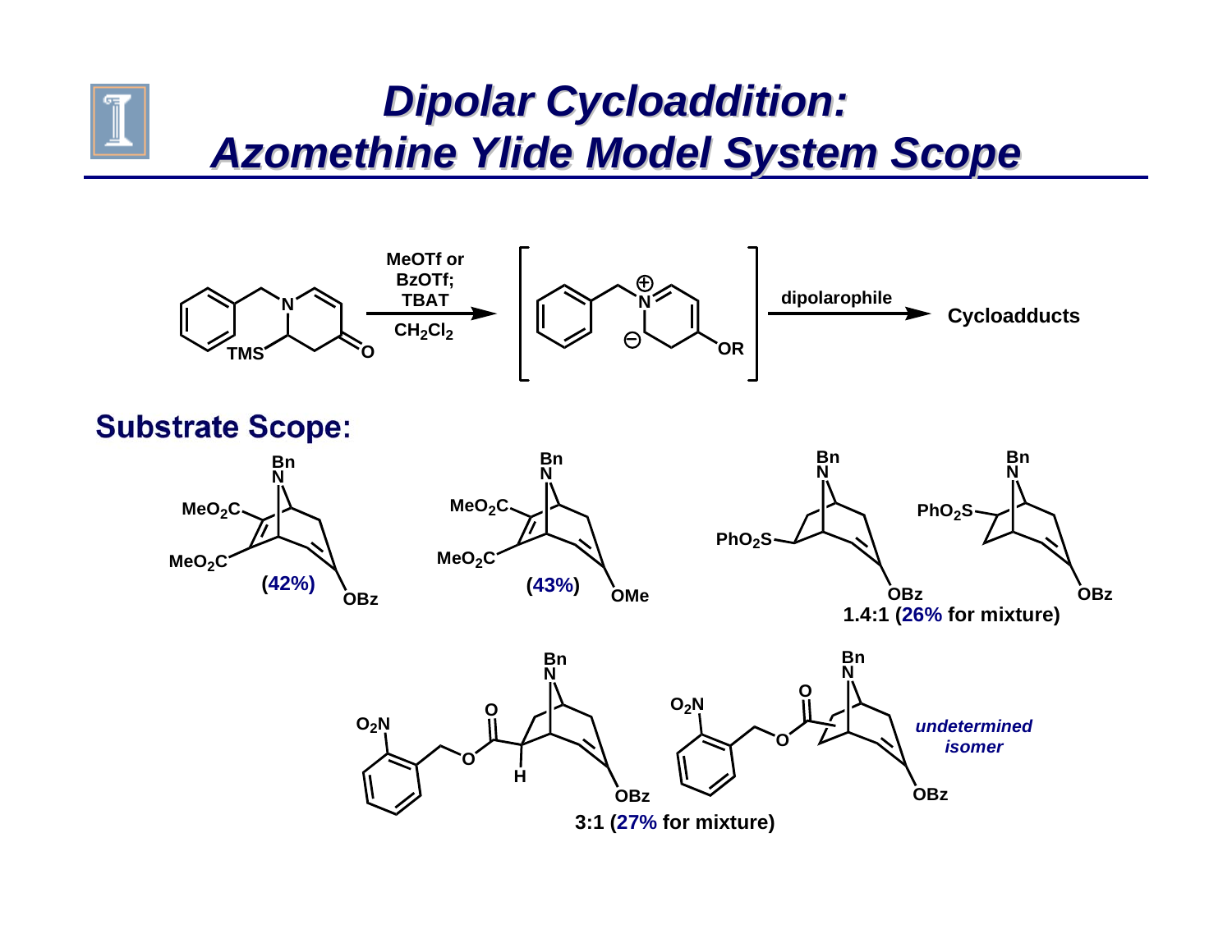# Dipolar Cycloaddition: Azomethine Ylide Model System Scope

MeOTf or BzOTf; TBAT

$CH_2Cl_2$

TMS

O

N

OR

dipolarophile

Cycloadducts

## Substrate Scope:

Bn N, $MeO_2C$, $MeO_2C$, OBz — (42%)

Bn N, $MeO_2C$, $MeO_2C$, OMe — (43%)

Bn N, $PhO_2S$, OBz; Bn N, $PhO_2S$, OBz — 1.4:1 (26% for mixture)

Bn N, $O_2N$, O, O, H, OBz; Bn N, $O_2N$, O, O, OBz — *undetermined isomer* — 3:1 (27% for mixture)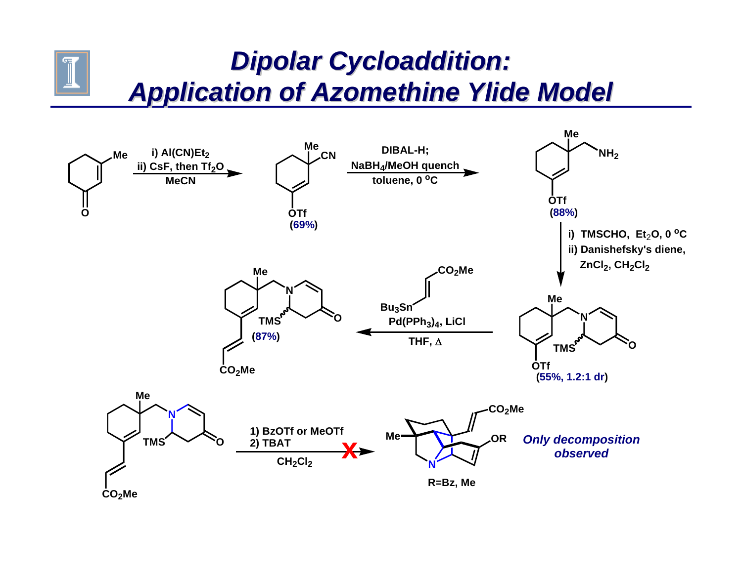# Dipolar Cycloaddition: Application of Azomethine Ylide Model

i) $Al(CN)Et_2$
ii) CsF, then $Tf_2O$
MeCN

(69%)

DIBAL-H;
$NaBH_4$/MeOH quench
toluene, 0 °C

(88%)

i) TMSCHO, $Et_2O$, 0 °C
ii) Danishefsky's diene, $ZnCl_2$, $CH_2Cl_2$

(55%, 1.2:1 dr)

$Bu_3Sn$–CH=CH–$CO_2Me$
$Pd(PPh_3)_4$, LiCl
THF, Δ

(87%)

1) BzOTf or MeOTf
2) TBAT
$CH_2Cl_2$

R=Bz, Me

*Only decomposition observed*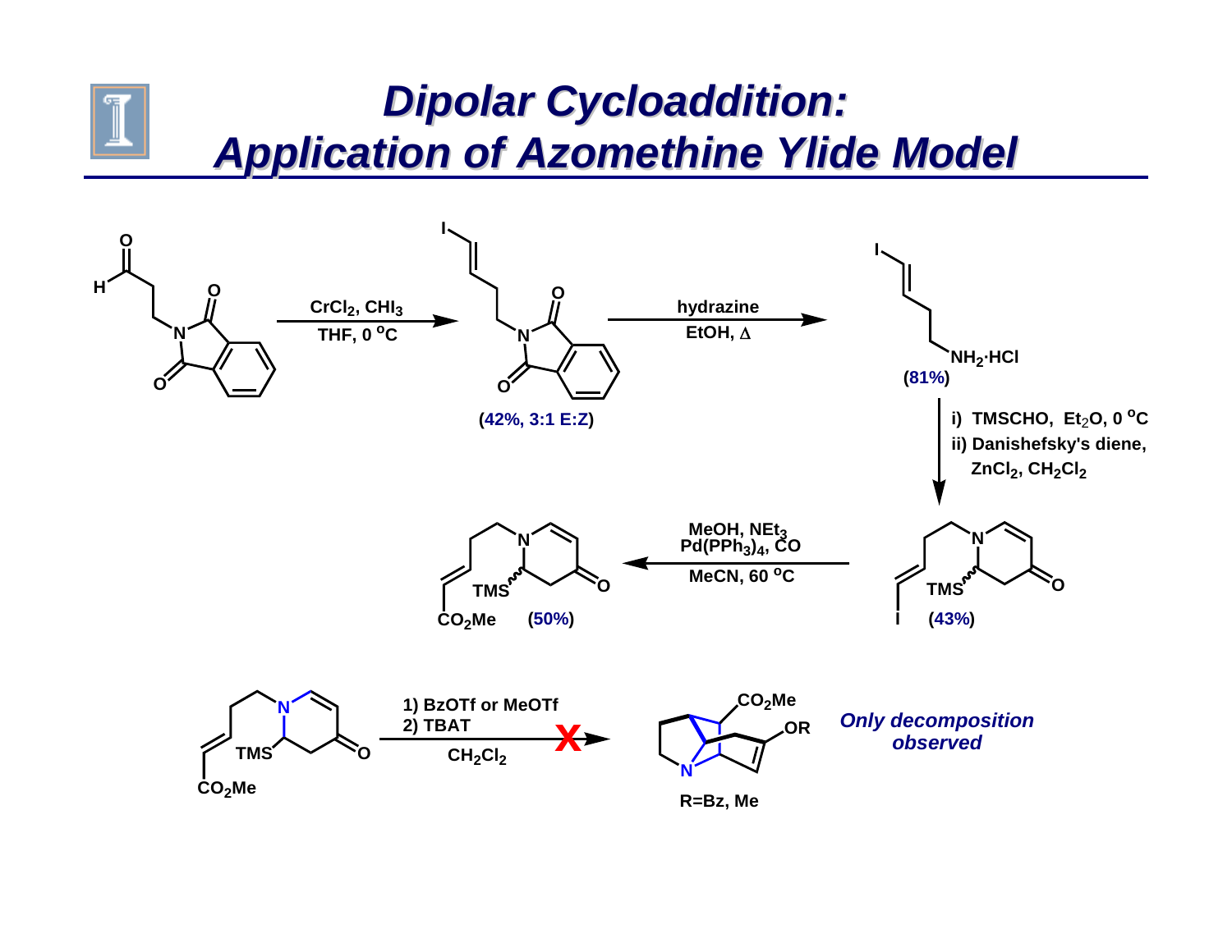# Dipolar Cycloaddition: Application of Azomethine Ylide Model

$CrCl_2$, $CHI_3$
THF, 0 °C

(42%, 3:1 E:Z)

hydrazine
EtOH, Δ

$NH_2 \cdot HCl$
(81%)

i) TMSCHO, $Et_2O$, 0 °C
ii) Danishefsky's diene, $ZnCl_2$, $CH_2Cl_2$

TMS
I
(43%)

MeOH, $NEt_3$
$Pd(PPh_3)_4$, CO
MeCN, 60 °C

TMS
$CO_2Me$
(50%)

1) BzOTf or MeOTf
2) TBAT
$CH_2Cl_2$

$CO_2Me$
OR
N
R=Bz, Me

*Only decomposition observed*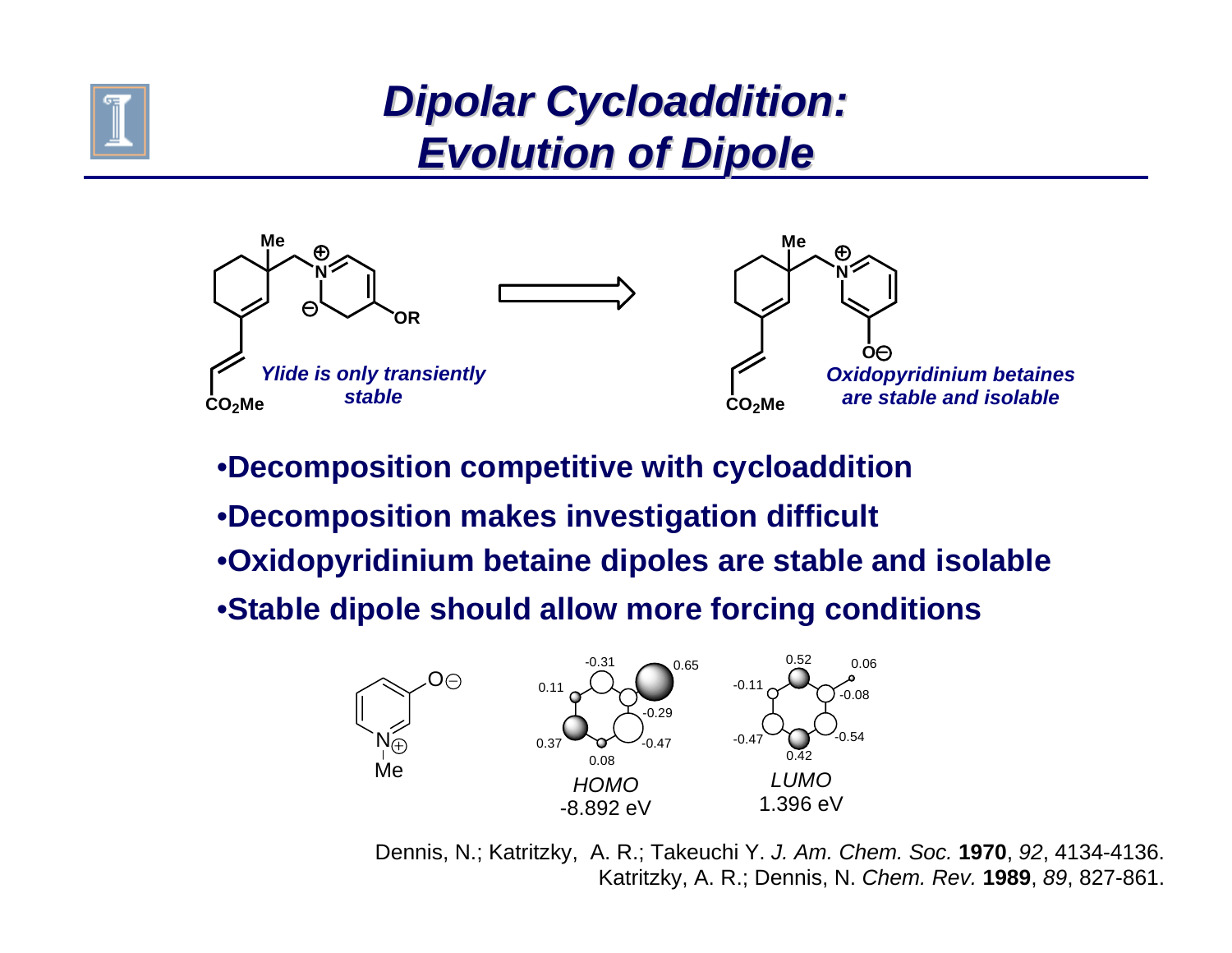# Dipolar Cycloaddition: Evolution of Dipole

*Ylide is only transiently stable*

*Oxidopyridinium betaines are stable and isolable*

- Decomposition competitive with cycloaddition
- Decomposition makes investigation difficult
- Oxidopyridinium betaine dipoles are stable and isolable
- Stable dipole should allow more forcing conditions

*HOMO*
-8.892 eV

*LUMO*
1.396 eV

Dennis, N.; Katritzky, A. R.; Takeuchi Y. *J. Am. Chem. Soc.* **1970**, *92*, 4134-4136.
Katritzky, A. R.; Dennis, N. *Chem. Rev.* **1989**, *89*, 827-861.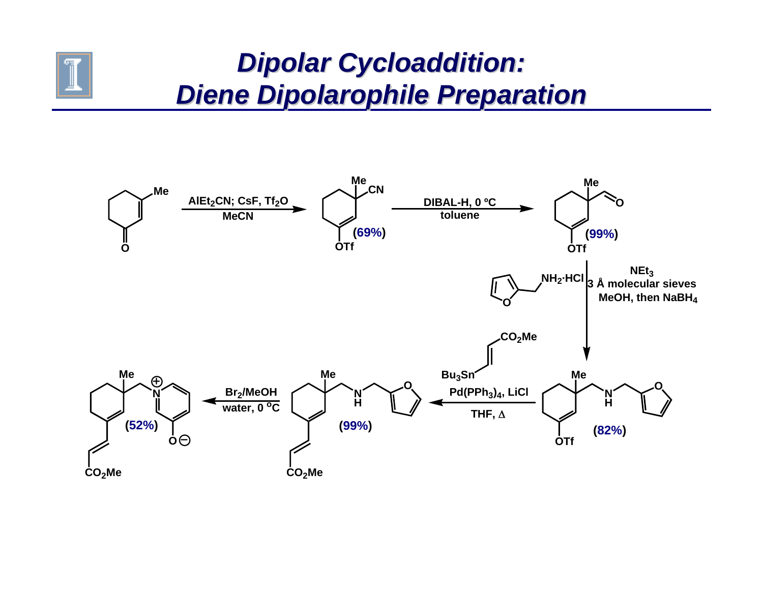# Dipolar Cycloaddition: Diene Dipolarophile Preparation

$AlEt_2CN$; CsF, $Tf_2O$
MeCN

(69%)

DIBAL-H, 0 ºC
toluene

(99%)

$NH_2$·HCl

$NEt_3$
3 Å molecular sieves
MeOH, then $NaBH_4$

(82%)

$CO_2Me$

$Bu_3Sn$

$Pd(PPh_3)_4$, LiCl
THF, Δ

(99%)

$Br_2$/MeOH
water, 0 ºC

(52%)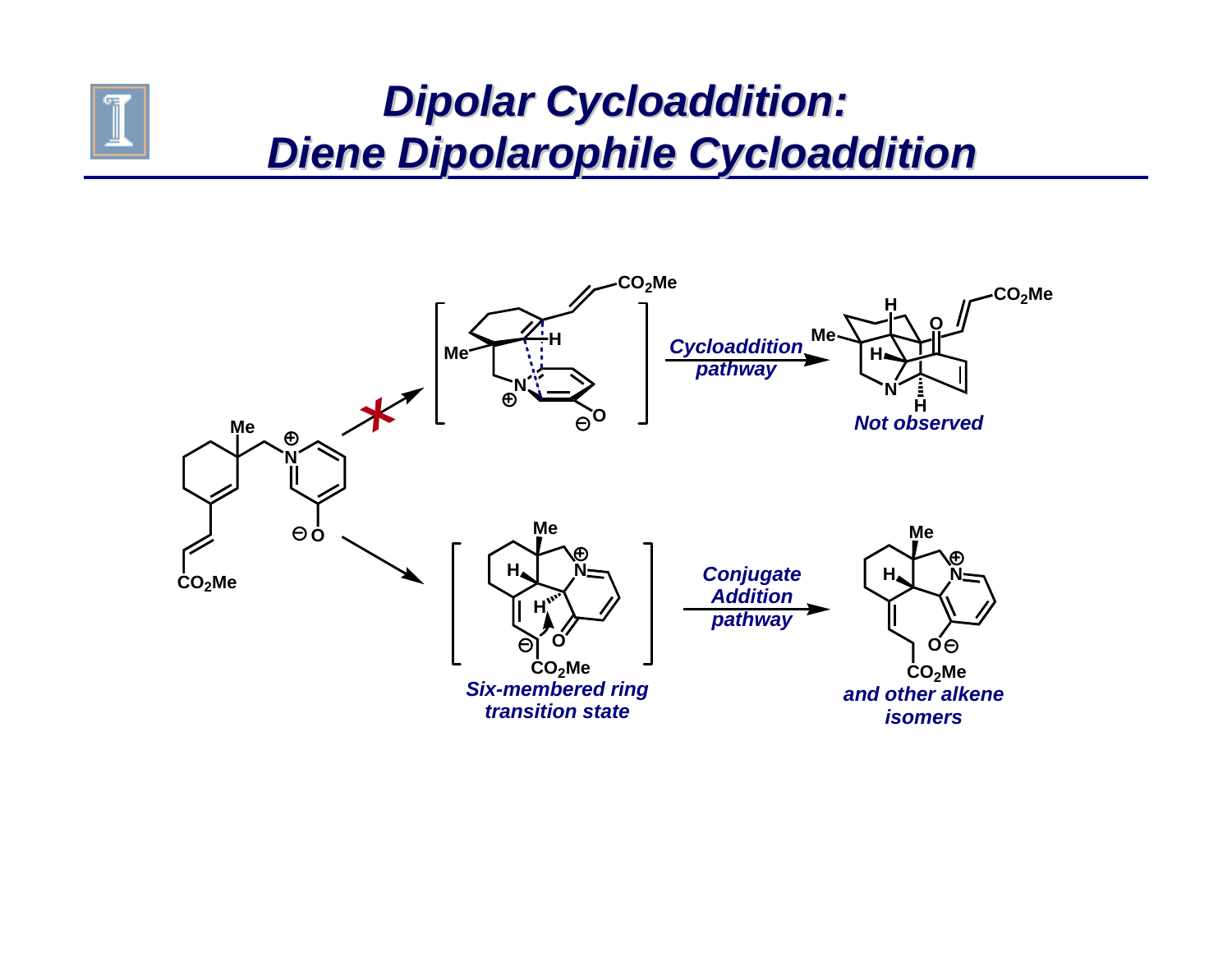# Dipolar Cycloaddition: Diene Dipolarophile Cycloaddition

*Cycloaddition pathway*

*Not observed*

*Conjugate Addition pathway*

*Six-membered ring transition state*

*and other alkene isomers*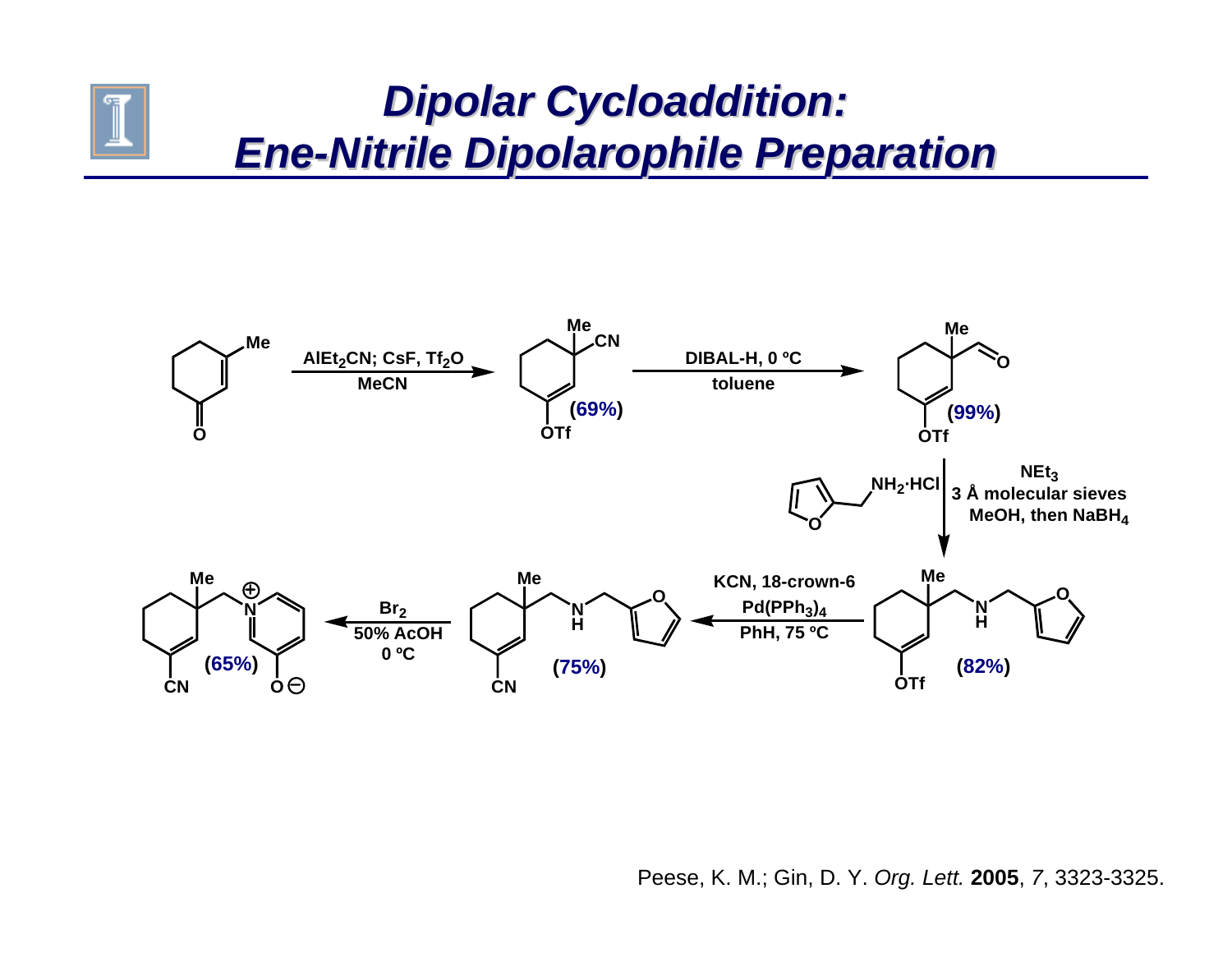# Dipolar Cycloaddition: Ene-Nitrile Dipolarophile Preparation

$AlEt_2CN$; CsF, $Tf_2O$
MeCN

(69%)

DIBAL-H, 0 ºC
toluene

(99%)

$NEt_3$
3 Å molecular sieves
MeOH, then $NaBH_4$

$NH_2 \cdot HCl$

(82%)

KCN, 18-crown-6
$Pd(PPh_3)_4$
PhH, 75 ºC

(75%)

$Br_2$
50% AcOH
0 ºC

(65%)

Peese, K. M.; Gin, D. Y. *Org. Lett.* **2005**, *7*, 3323-3325.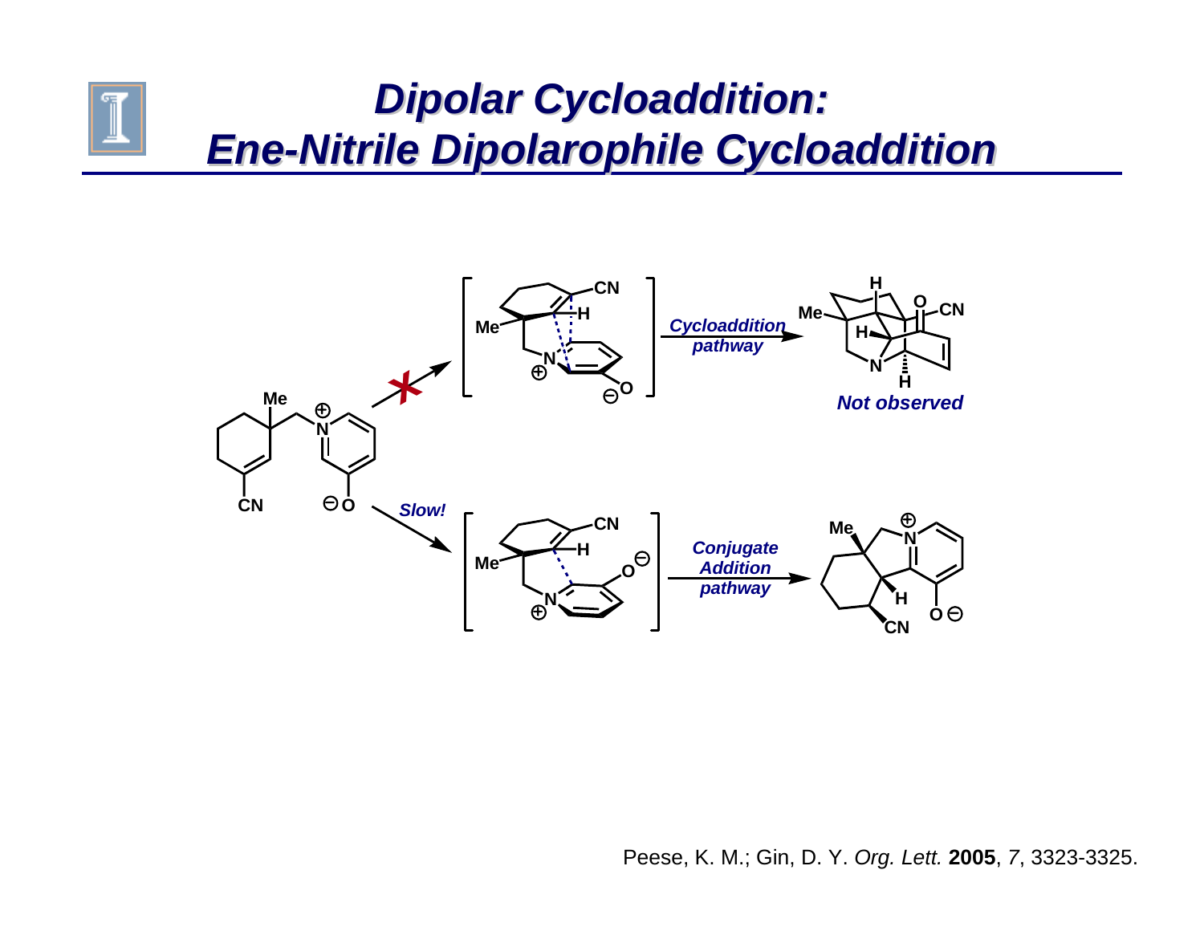# Dipolar Cycloaddition: Ene-Nitrile Dipolarophile Cycloaddition

*Cycloaddition pathway*

*Not observed*

*Slow!*

*Conjugate Addition pathway*

Peese, K. M.; Gin, D. Y. *Org. Lett.* **2005**, *7*, 3323-3325.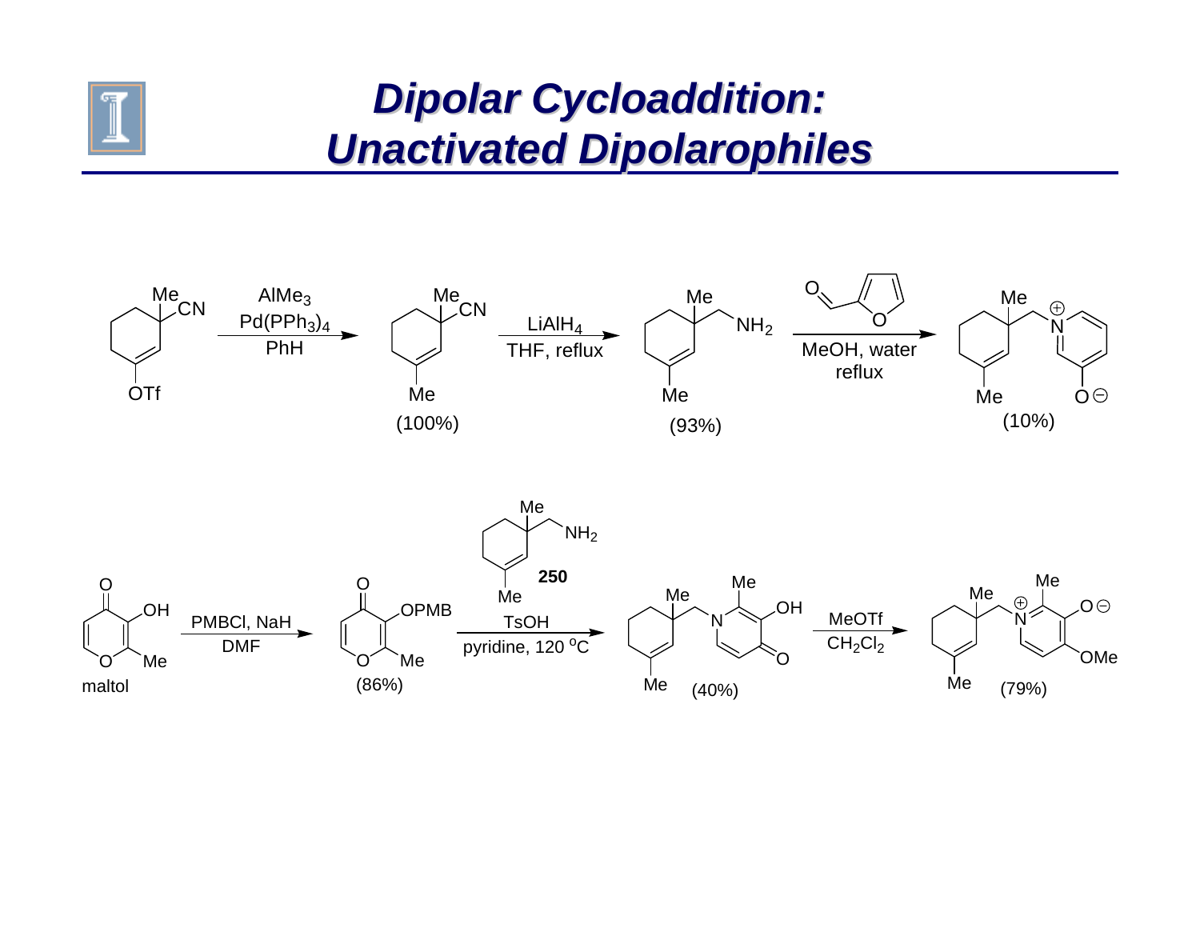# Dipolar Cycloaddition: Unactivated Dipolarophiles

$AlMe_3$, $Pd(PPh_3)_4$, PhH (100%)

$LiAlH_4$, THF, reflux (93%)

MeOH, water, reflux (10%)

maltol

PMBCl, NaH, DMF (86%)

**250**, TsOH, pyridine, 120 °C (40%)

MeOTf, $CH_2Cl_2$ (79%)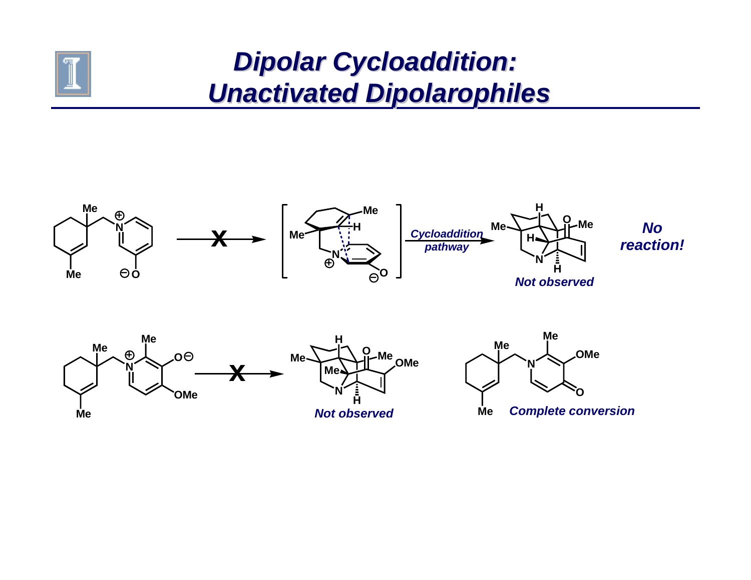# Dipolar Cycloaddition: Unactivated Dipolarophiles

Cycloaddition pathway

Not observed

**No reaction!**

Not observed

Complete conversion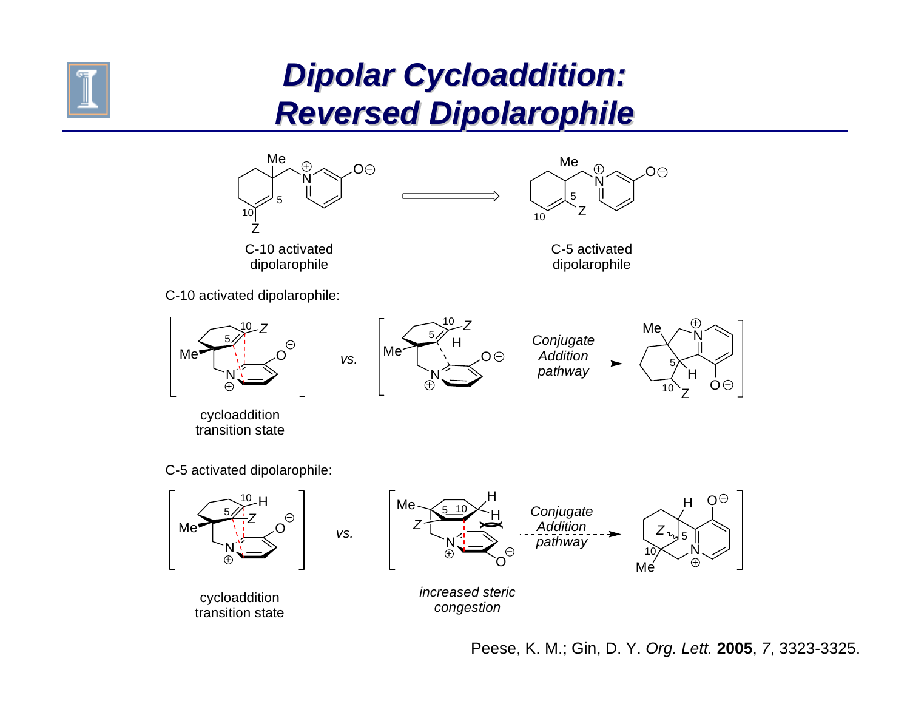# Dipolar Cycloaddition: Reversed Dipolarophile

C-10 activated dipolarophile

C-5 activated dipolarophile

C-10 activated dipolarophile:

cycloaddition transition state

*vs.*

*Conjugate Addition pathway*

C-5 activated dipolarophile:

cycloaddition transition state

*vs.*

*increased steric congestion*

*Conjugate Addition pathway*

Peese, K. M.; Gin, D. Y. *Org. Lett.* **2005**, *7*, 3323-3325.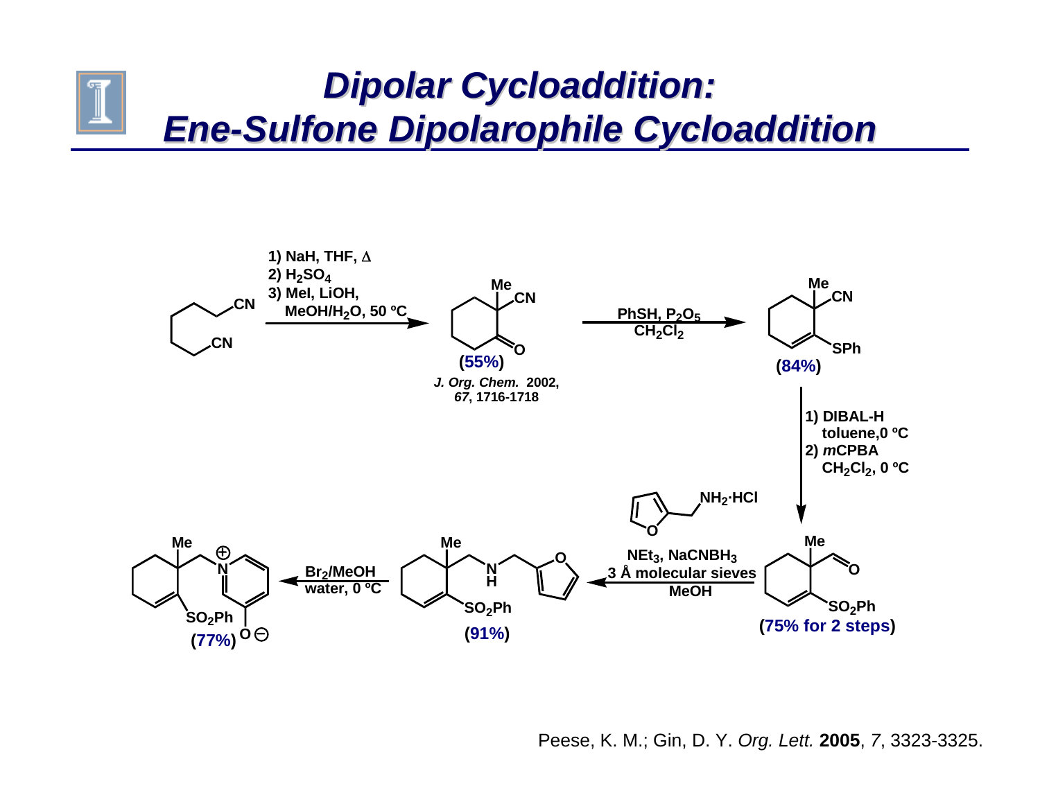# Dipolar Cycloaddition: Ene-Sulfone Dipolarophile Cycloaddition

1) NaH, THF, Δ
2) $H_2SO_4$
3) MeI, LiOH, $MeOH/H_2O$, 50 ºC

(55%)

*J. Org. Chem.* 2002, *67*, 1716-1718

PhSH, $P_2O_5$, $CH_2Cl_2$

(84%)

1) DIBAL-H toluene, 0 ºC
2) *m*CPBA $CH_2Cl_2$, 0 ºC

(75% for 2 steps)

$NH_2 \cdot HCl$

$NEt_3$, $NaCNBH_3$, 3 Å molecular sieves, MeOH

(91%)

$Br_2$/MeOH water, 0 ºC

(77%)

Peese, K. M.; Gin, D. Y. *Org. Lett.* **2005**, *7*, 3323-3325.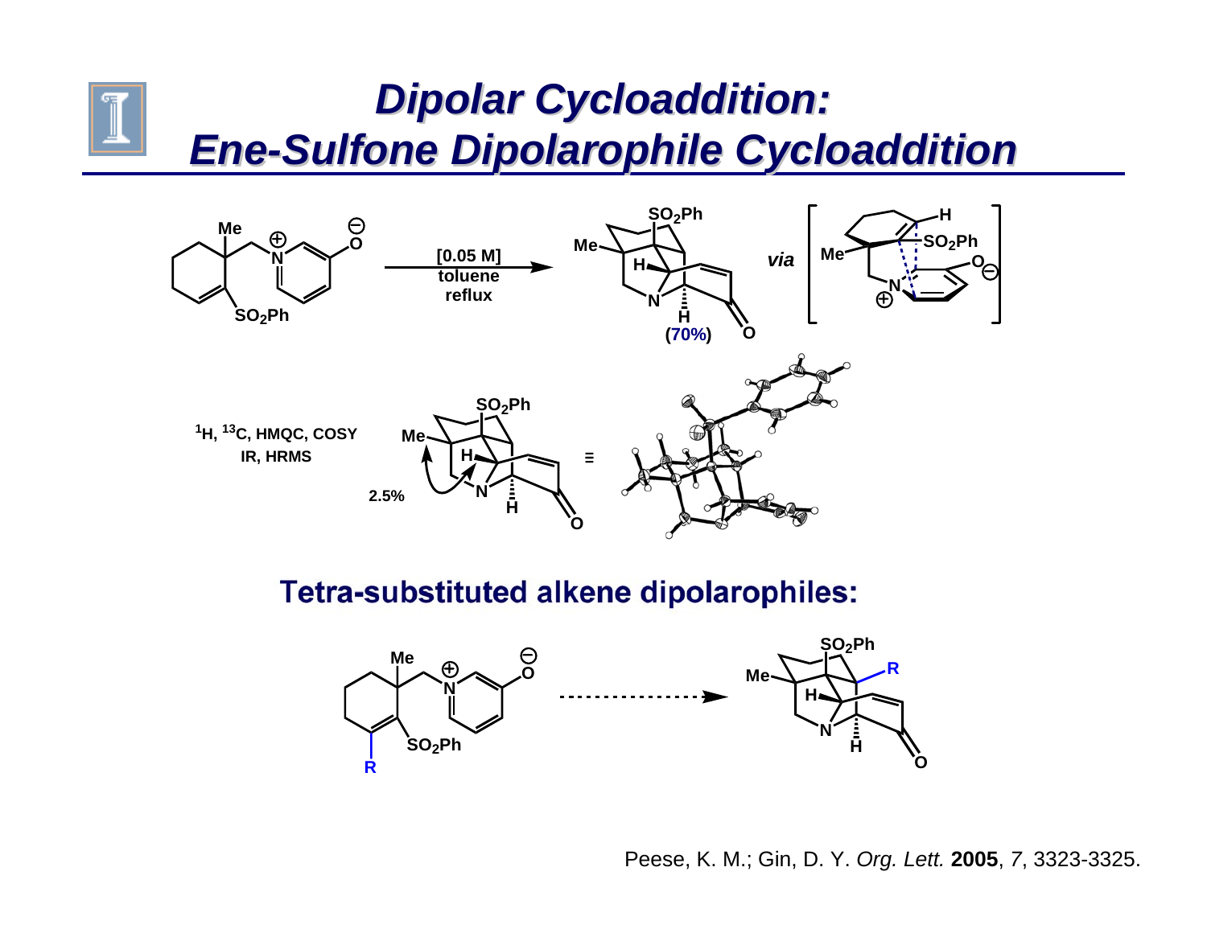# Dipolar Cycloaddition: Ene-Sulfone Dipolarophile Cycloaddition

[0.05 M] toluene reflux

(70%)

*via*

$^1H$, $^{13}C$, HMQC, COSY

IR, HRMS

2.5%

## Tetra-substituted alkene dipolarophiles:

Peese, K. M.; Gin, D. Y. *Org. Lett.* **2005**, *7*, 3323-3325.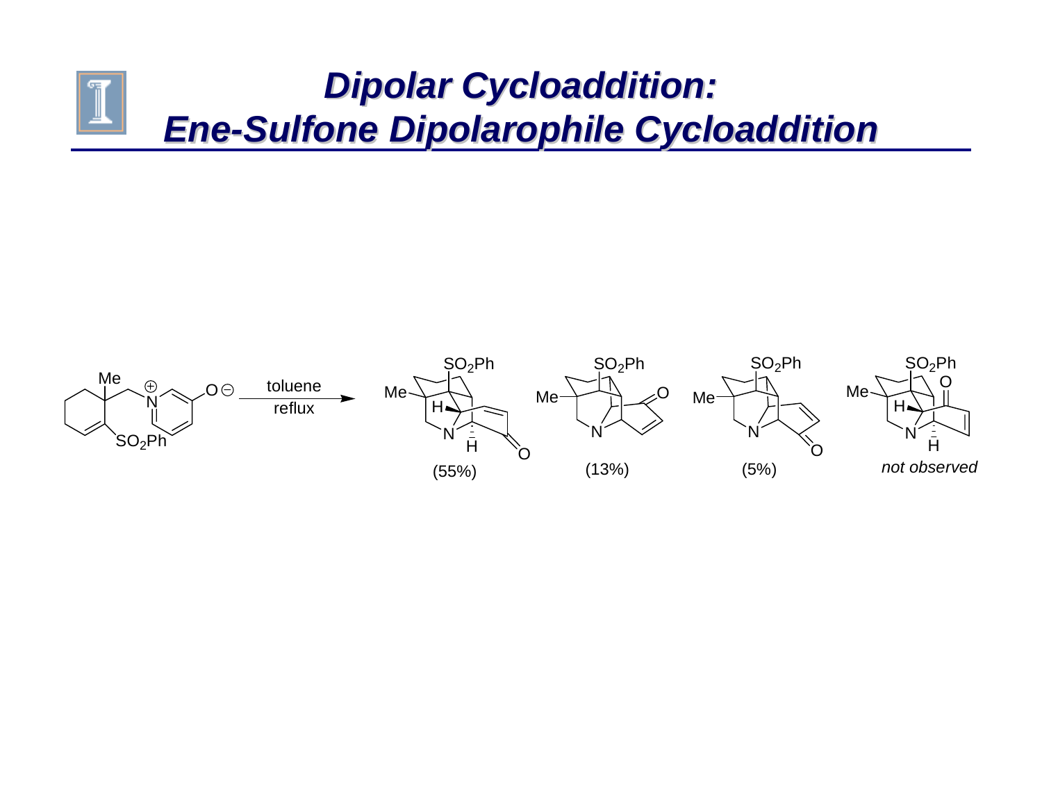# Dipolar Cycloaddition: Ene-Sulfone Dipolarophile Cycloaddition

toluene

reflux

(55%)

(13%)

(5%)

*not observed*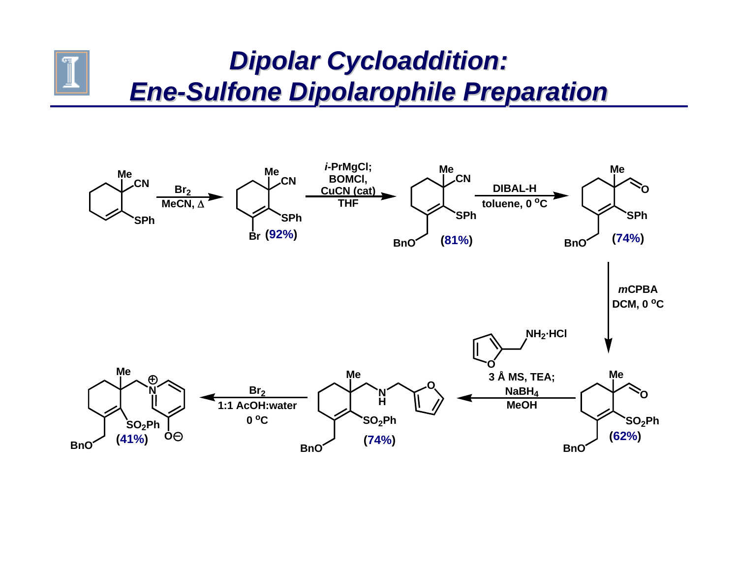# Dipolar Cycloaddition: Ene-Sulfone Dipolarophile Preparation

$Br_2$
MeCN, Δ

(92%)

*i*-PrMgCl;
BOMCl,
CuCN (cat)
THF

(81%)

DIBAL-H
toluene, 0 °C

(74%)

*m*CPBA
DCM, 0 °C

(62%)

$NH_2 \cdot HCl$
3 Å MS, TEA;
$NaBH_4$
MeOH

(74%)

$Br_2$
1:1 AcOH:water
0 °C

(41%)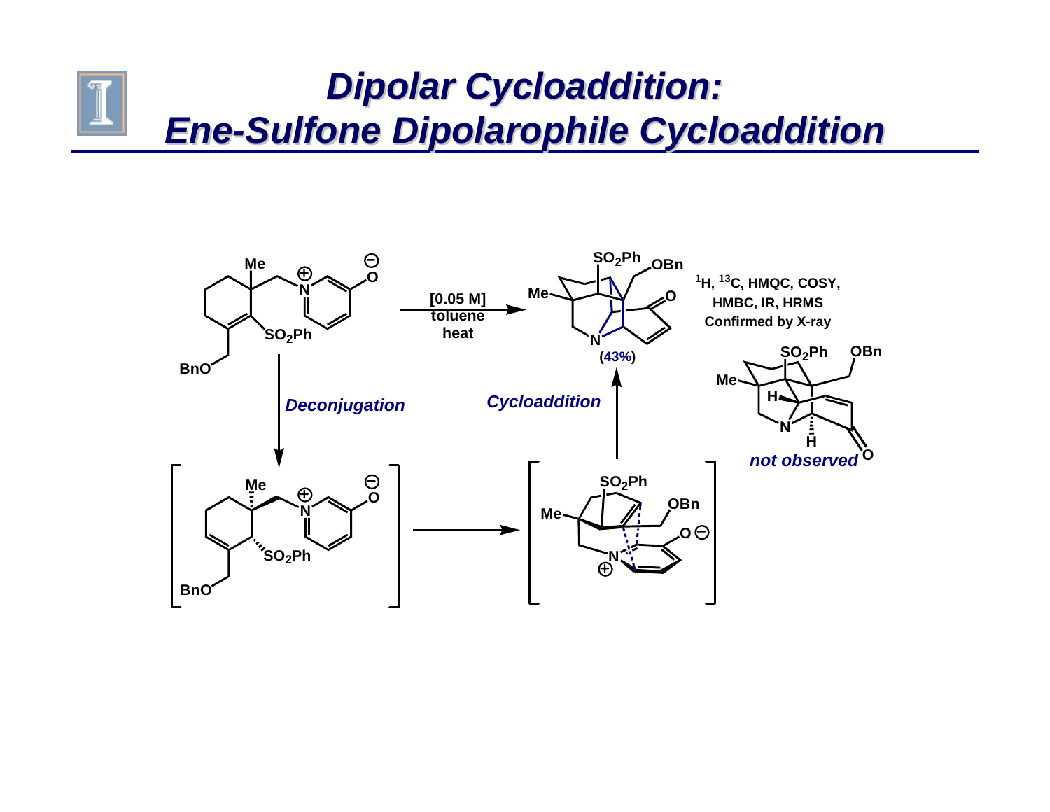# Dipolar Cycloaddition: Ene-Sulfone Dipolarophile Cycloaddition

[0.05 M] toluene heat

(43%)

$^1H$, $^{13}C$, HMQC, COSY, HMBC, IR, HRMS Confirmed by X-ray

*Deconjugation*

*Cycloaddition*

*not observed*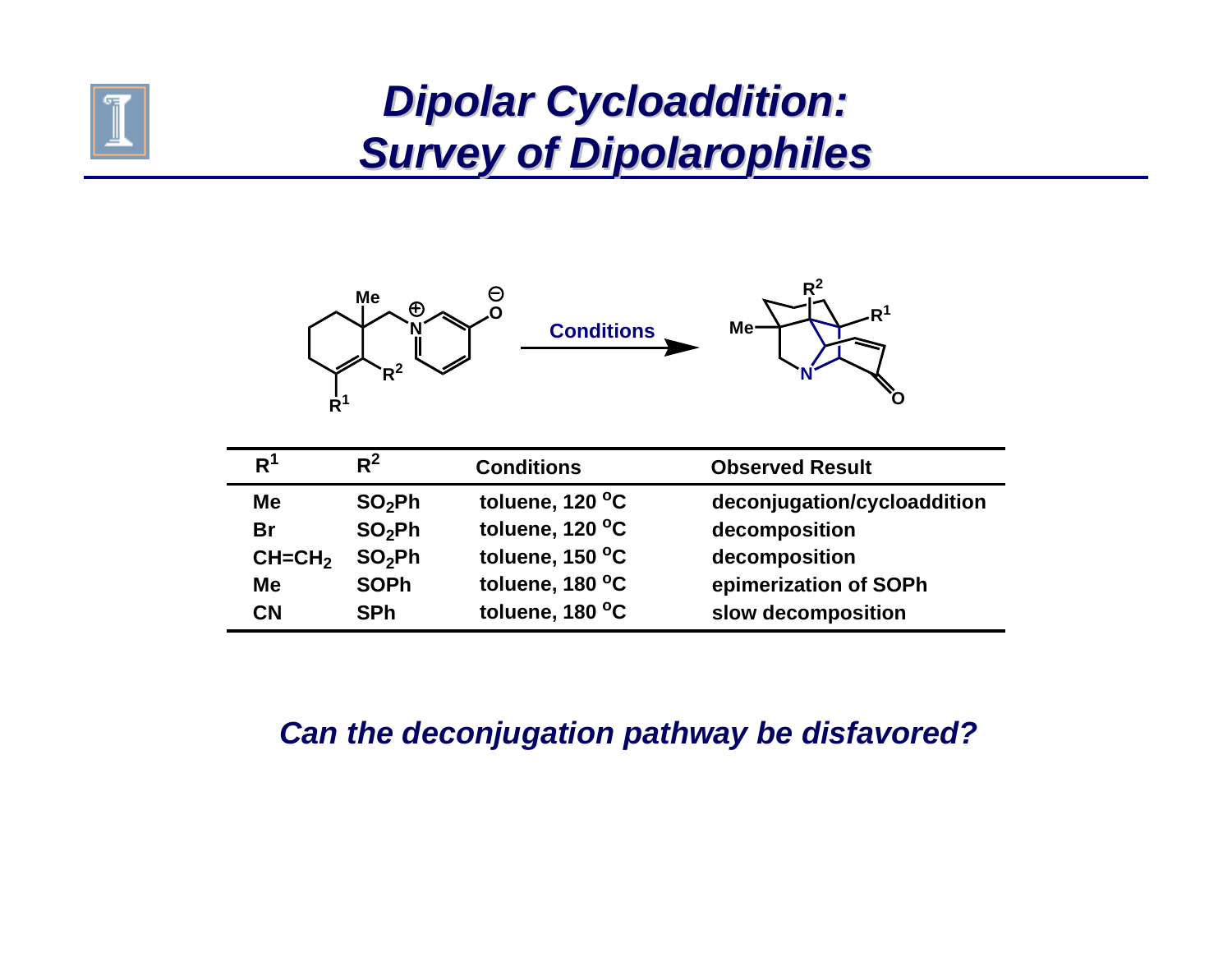# Dipolar Cycloaddition: Survey of Dipolarophiles

Conditions

| $R^1$ | $R^2$ | Conditions | Observed Result |
|---|---|---|---|
| Me | $SO_2Ph$ | toluene, 120 °C | deconjugation/cycloaddition |
| Br | $SO_2Ph$ | toluene, 120 °C | decomposition |
| $CH{=}CH_2$ | $SO_2Ph$ | toluene, 150 °C | decomposition |
| Me | SOPh | toluene, 180 °C | epimerization of SOPh |
| CN | SPh | toluene, 180 °C | slow decomposition |

***Can the deconjugation pathway be disfavored?***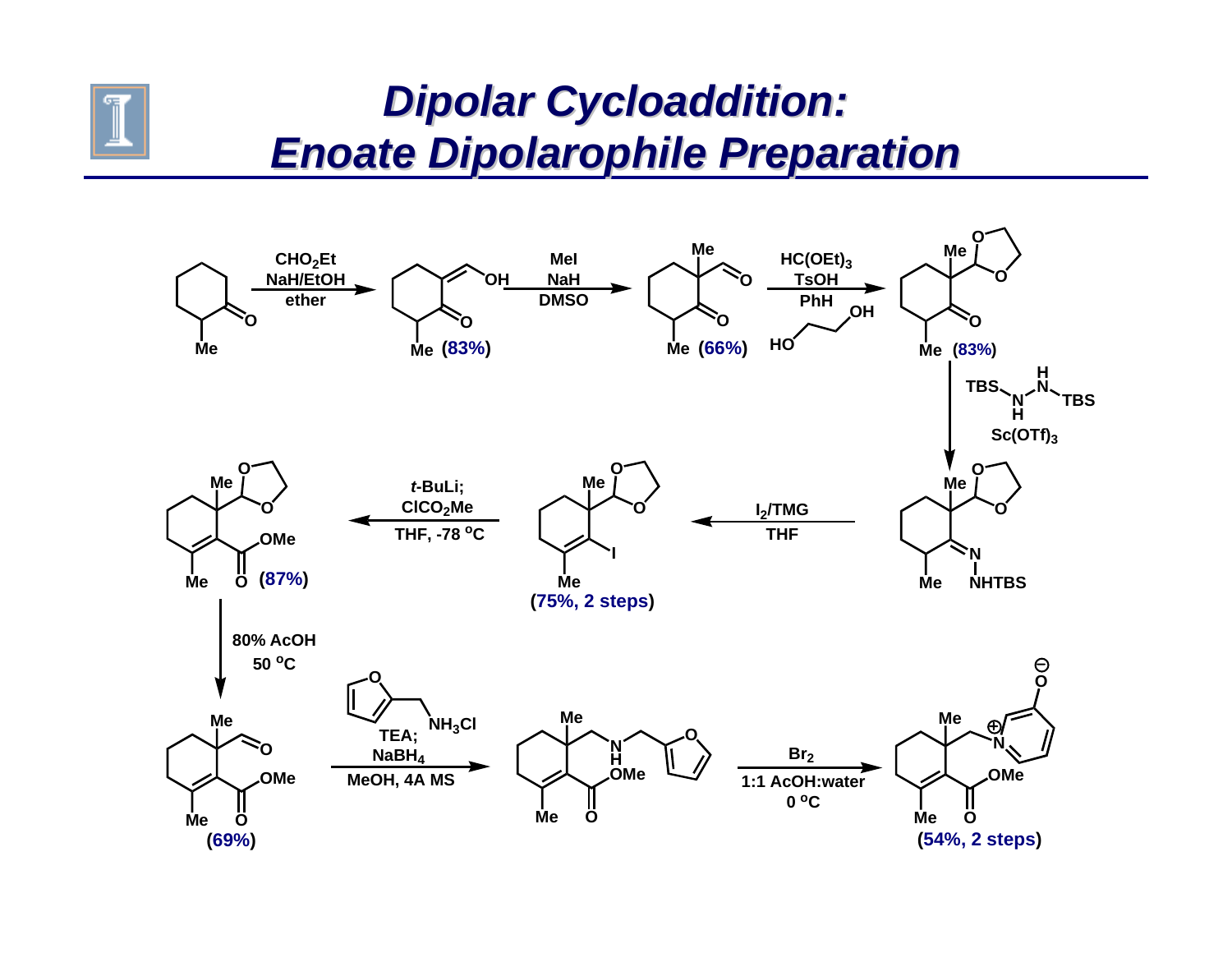# Dipolar Cycloaddition: Enoate Dipolarophile Preparation

$CHO_2Et$, NaH/EtOH, ether (83%)

MeI, NaH, DMSO (66%)

$HC(OEt)_3$, TsOH, PhH, HO–CH₂CH₂–OH (83%)

TBS–NH–NH–TBS, $Sc(OTf)_3$

$I_2$/TMG, THF (75%, 2 steps)

*t*-BuLi; $ClCO_2Me$, THF, -78 °C (87%)

80% AcOH, 50 °C (69%)

furfurylamine·$NH_3Cl$, TEA; $NaBH_4$, MeOH, 4A MS

$Br_2$, 1:1 AcOH:water, 0 °C (54%, 2 steps)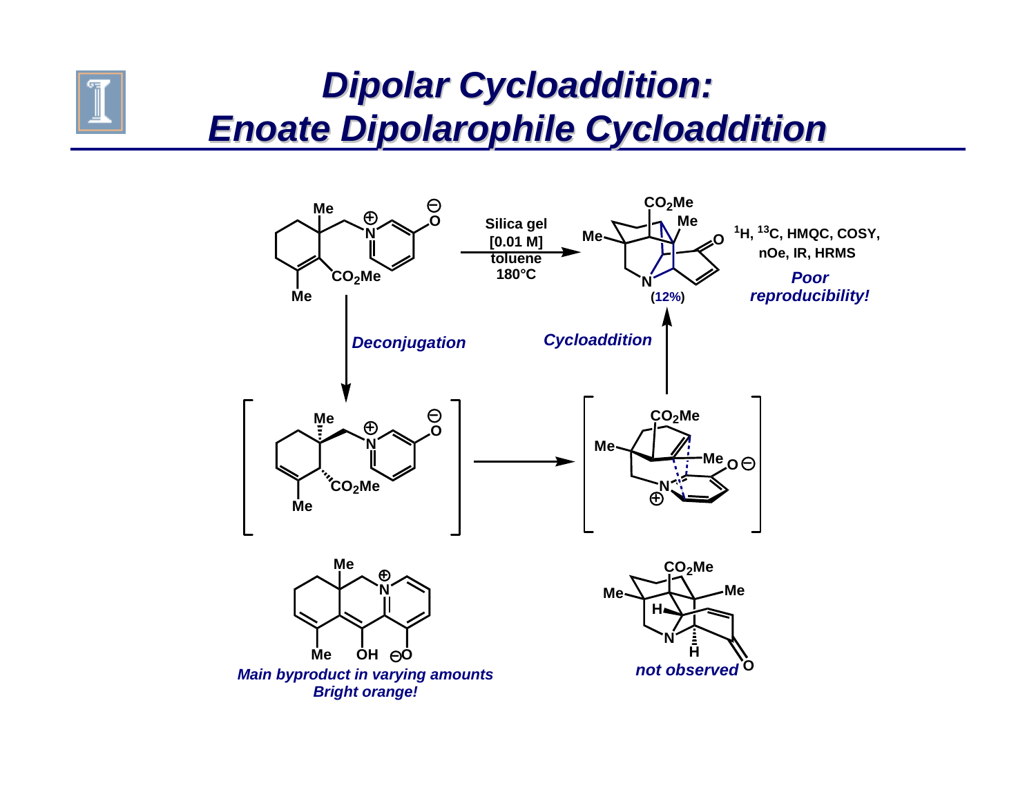# Dipolar Cycloaddition: Enoate Dipolarophile Cycloaddition

Silica gel [0.01 M] toluene 180°C

(12%)

[1]H, [13]C, HMQC, COSY, nOe, IR, HRMS

*Poor reproducibility!*

*Deconjugation*

*Cycloaddition*

*Main byproduct in varying amounts*
*Bright orange!*

*not observed*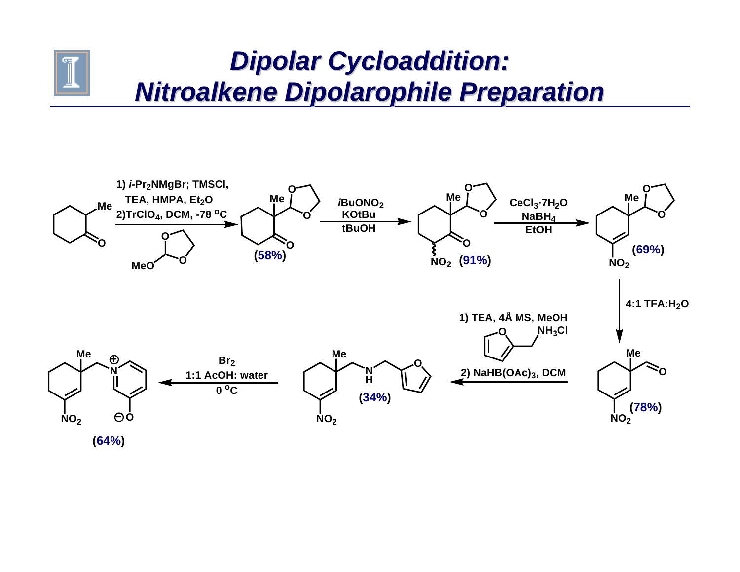# Dipolar Cycloaddition: Nitroalkene Dipolarophile Preparation

1) *i*-$Pr_2NMgBr$; TMSCl, TEA, HMPA, $Et_2O$
2) $TrClO_4$, DCM, -78 °C

MeO

(58%)

*i*$BuONO_2$
KOtBu
tBuOH

$NO_2$ (91%)

$CeCl_3{\cdot}7H_2O$
$NaBH_4$
EtOH

(69%)

$NO_2$

4:1 TFA:$H_2O$

(78%)

1) TEA, 4Å MS, MeOH
$NH_3Cl$
2) $NaHB(OAc)_3$, DCM

(34%)

$Br_2$
1:1 AcOH: water
0 °C

(64%)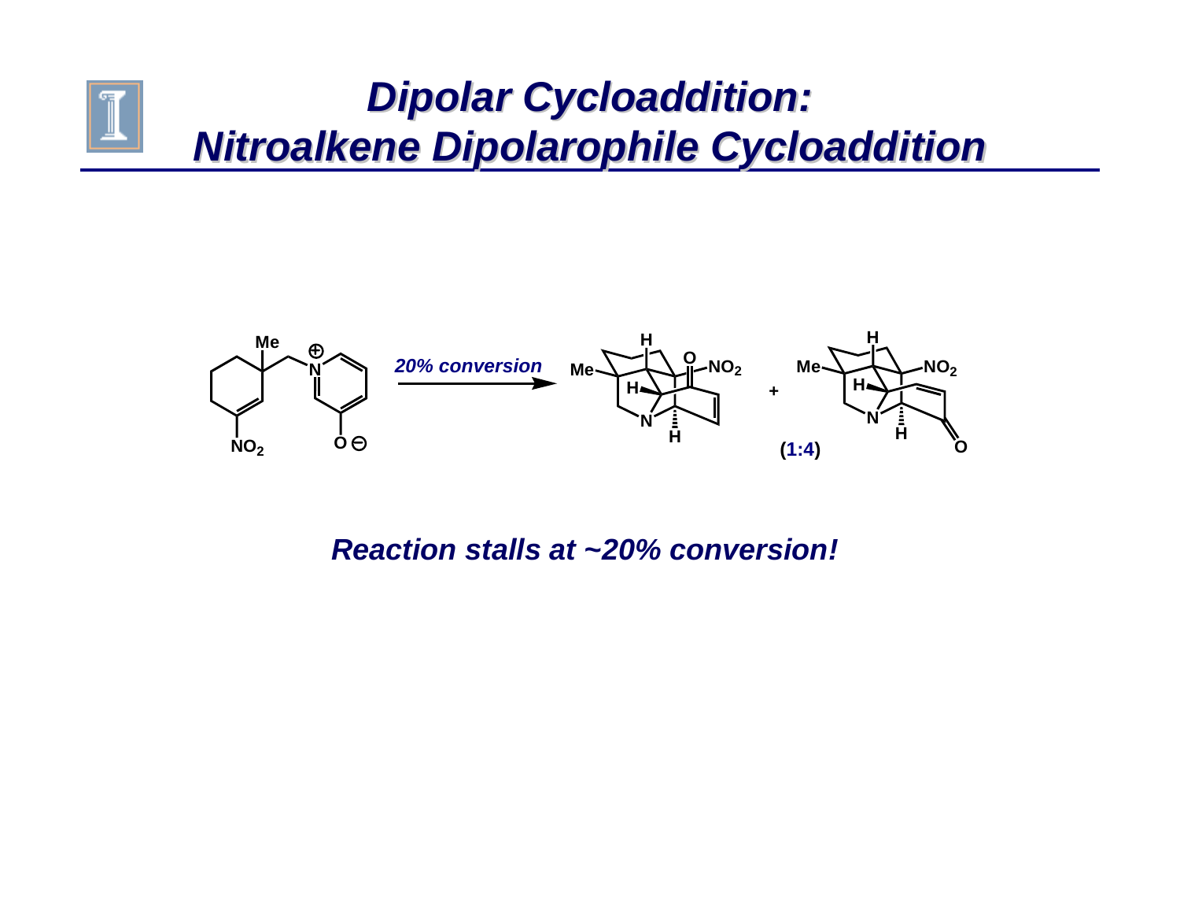# Dipolar Cycloaddition: Nitroalkene Dipolarophile Cycloaddition

*20% conversion*

(1:4)

***Reaction stalls at ~20% conversion!***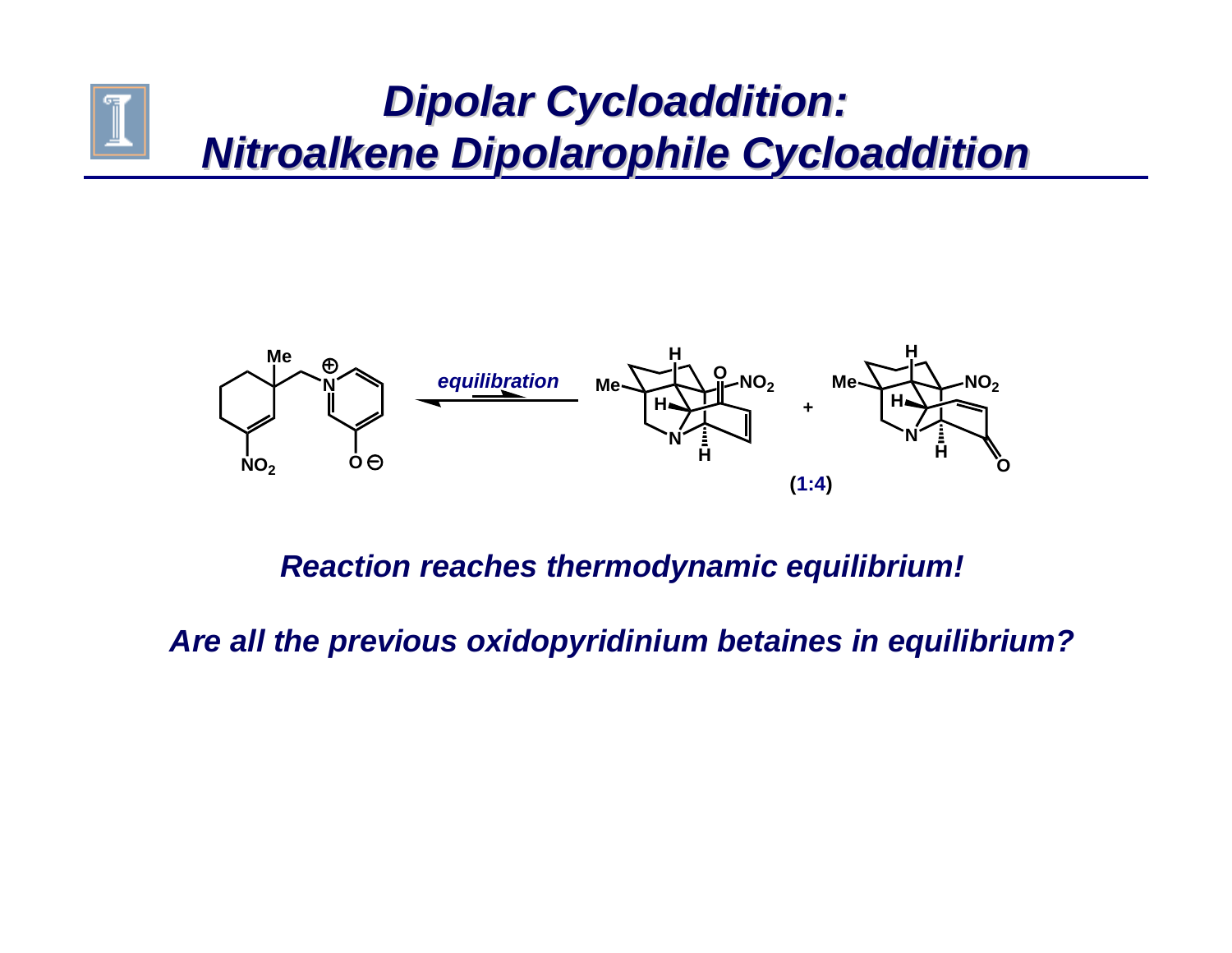# Dipolar Cycloaddition: Nitroalkene Dipolarophile Cycloaddition

*equilibration*

(1:4)

***Reaction reaches thermodynamic equilibrium!***

***Are all the previous oxidopyridinium betaines in equilibrium?***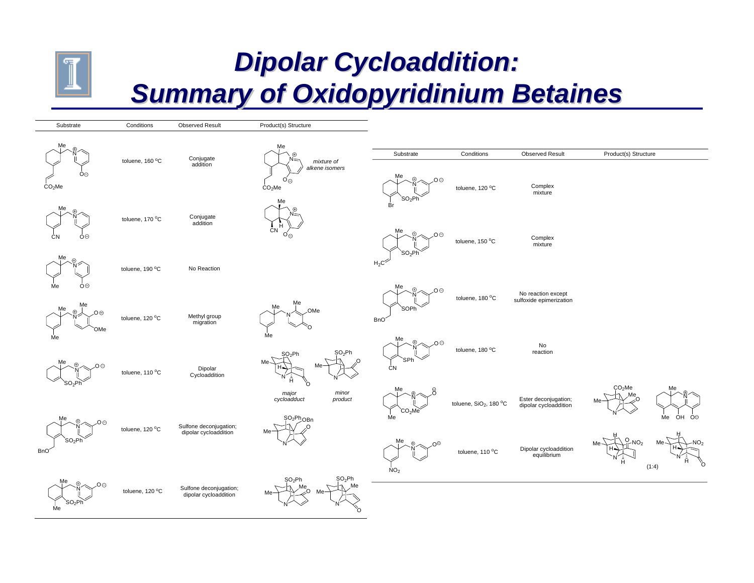# Dipolar Cycloaddition: Summary of Oxidopyridinium Betaines

| Substrate | Conditions | Observed Result | Product(s) Structure |
|---|---|---|---|
| | toluene, 160 °C | Conjugate addition | *mixture of alkene isomers* |
| | toluene, 170 °C | Conjugate addition | |
| | toluene, 190 °C | No Reaction | |
| | toluene, 120 °C | Methyl group migration | |
| | toluene, 110 °C | Dipolar Cycloaddition | *major cycloadduct* / *minor product* |
| | toluene, 120 °C | Sulfone deconjugation; dipolar cycloaddition | |
| | toluene, 120 °C | Sulfone deconjugation; dipolar cycloaddition | |

| Substrate | Conditions | Observed Result | Product(s) Structure |
|---|---|---|---|
| | toluene, 120 °C | Complex mixture | |
| | toluene, 150 °C | Complex mixture | |
| | toluene, 180 °C | No reaction except sulfoxide epimerization | |
| | toluene, 180 °C | No reaction | |
| | toluene, $SiO_2$, 180 °C | Ester deconjugation; dipolar cycloaddition | |
| | toluene, 110 °C | Dipolar cycloaddition equilibrium | (1:4) |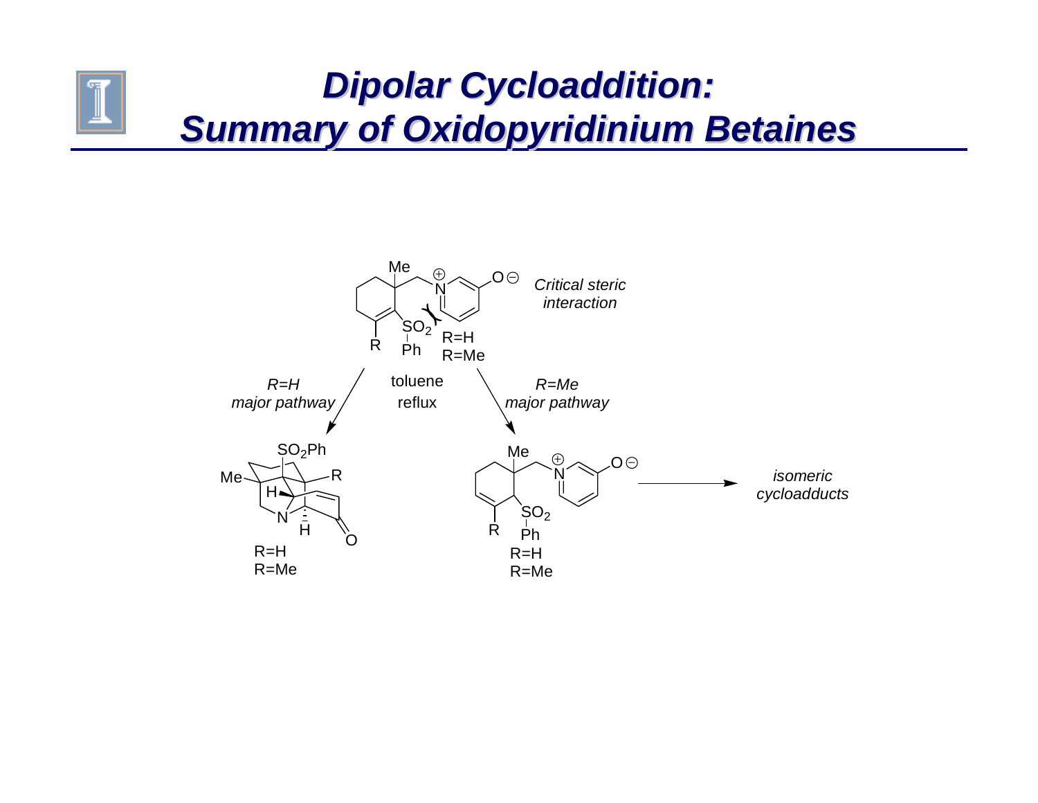# Dipolar Cycloaddition: Summary of Oxidopyridinium Betaines

*Critical steric interaction*

R=H
R=Me

toluene
reflux

*R=H major pathway*

*R=Me major pathway*

R=H
R=Me

R=H
R=Me

*isomeric cycloadducts*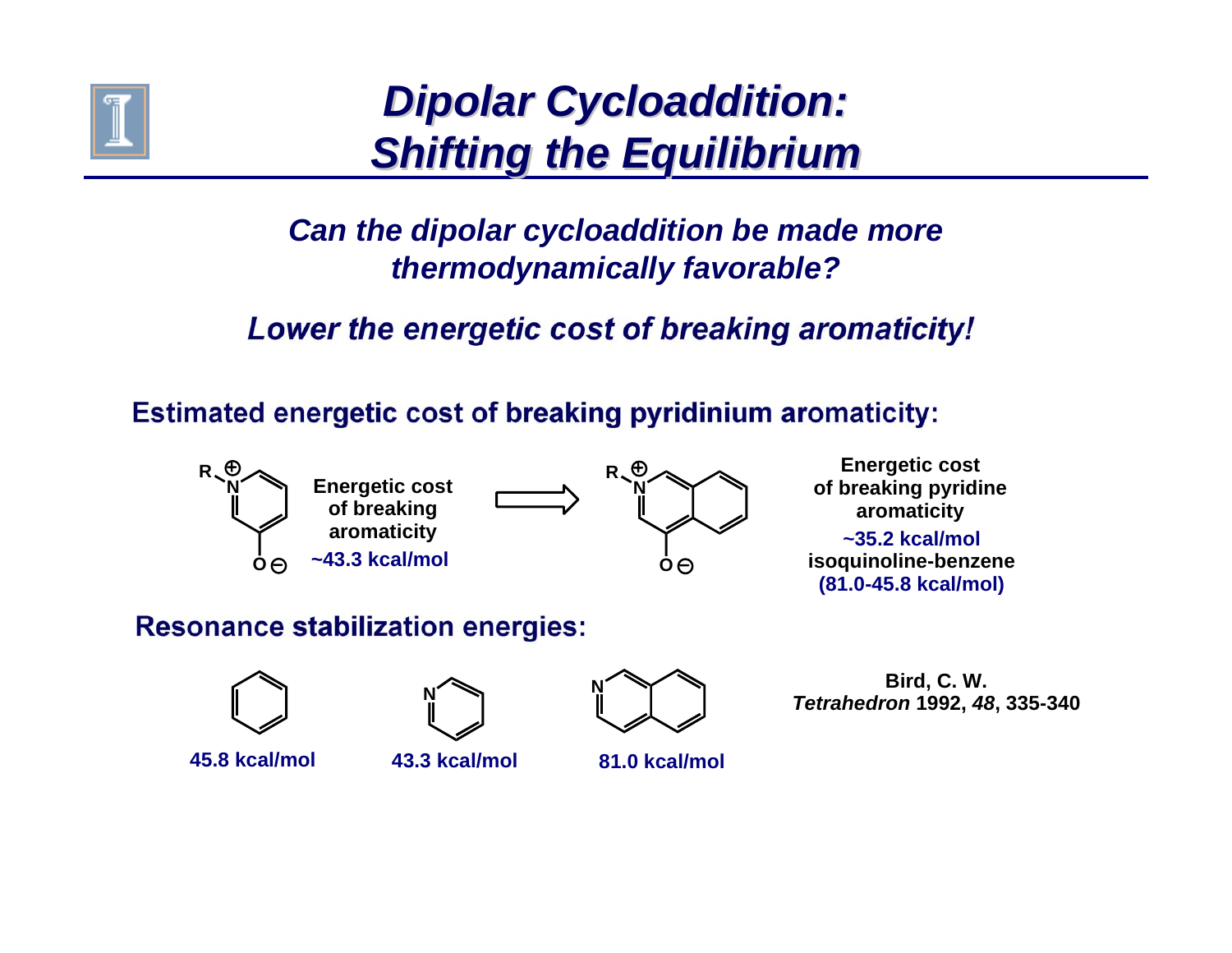# Dipolar Cycloaddition: Shifting the Equilibrium

***Can the dipolar cycloaddition be made more thermodynamically favorable?***

***Lower the energetic cost of breaking aromaticity!***

**Estimated energetic cost of breaking pyridinium aromaticity:**

**Energetic cost of breaking aromaticity**
**~43.3 kcal/mol**

**Energetic cost of breaking pyridine aromaticity**
**~35.2 kcal/mol**
**isoquinoline-benzene**
**(81.0-45.8 kcal/mol)**

**Resonance stabilization energies:**

**45.8 kcal/mol** | **43.3 kcal/mol** | **81.0 kcal/mol**

**Bird, C. W.**
***Tetrahedron* 1992, *48*, 335-340**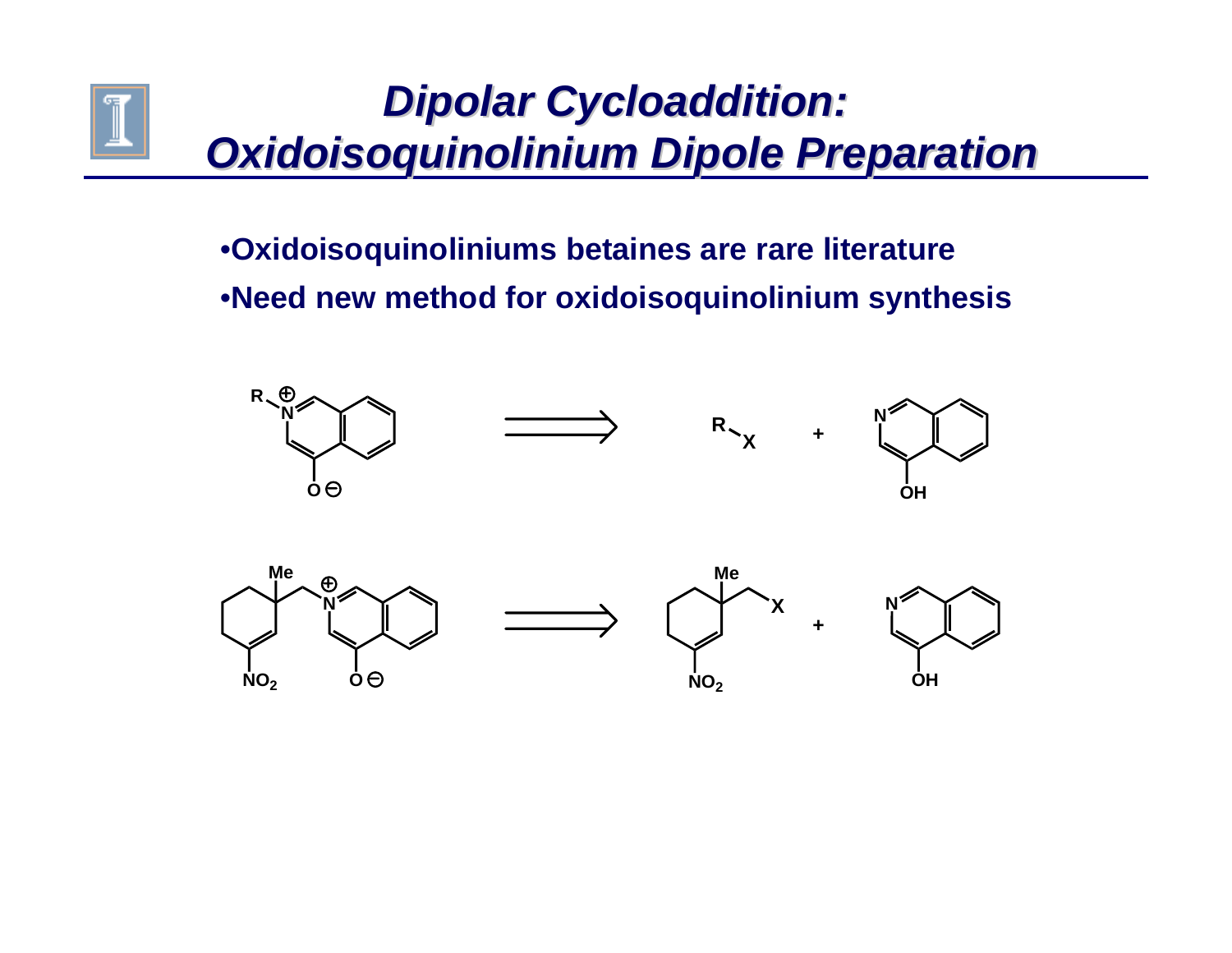# Dipolar Cycloaddition: Oxidoisoquinolinium Dipole Preparation

- Oxidoisoquinoliniums betaines are rare literature
- Need new method for oxidoisoquinolinium synthesis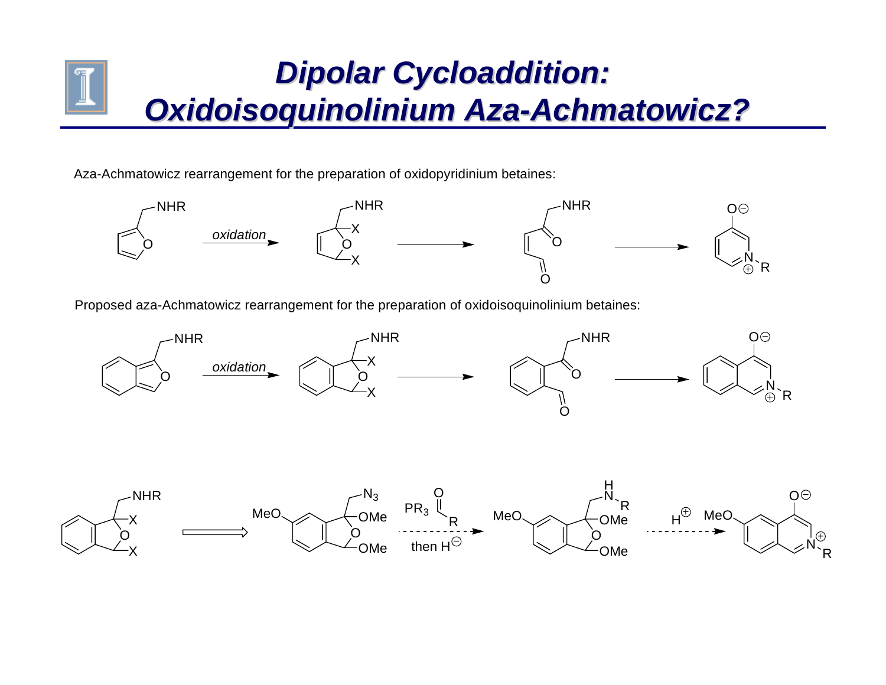# Dipolar Cycloaddition: Oxidoisoquinolinium Aza-Achmatowicz?

Aza-Achmatowicz rearrangement for the preparation of oxidopyridinium betaines:

NHR — *oxidation* → NHR, X, O, X → NHR, O, O → $O^{\ominus}$, $N^{\oplus}$–R

Proposed aza-Achmatowicz rearrangement for the preparation of oxidoisoquinolinium betaines:

NHR — *oxidation* → NHR, X, O, X → NHR, O, O → $O^{\ominus}$, $N^{\oplus}$–R

NHR, X, O, X ⟹ MeO, $N_3$, OMe, O, OMe — $PR_3$, RCHO, then $H^{\ominus}$ → MeO, H–N–R, OMe, O, OMe — $H^{\oplus}$ → MeO, $O^{\ominus}$, $N^{\oplus}$–R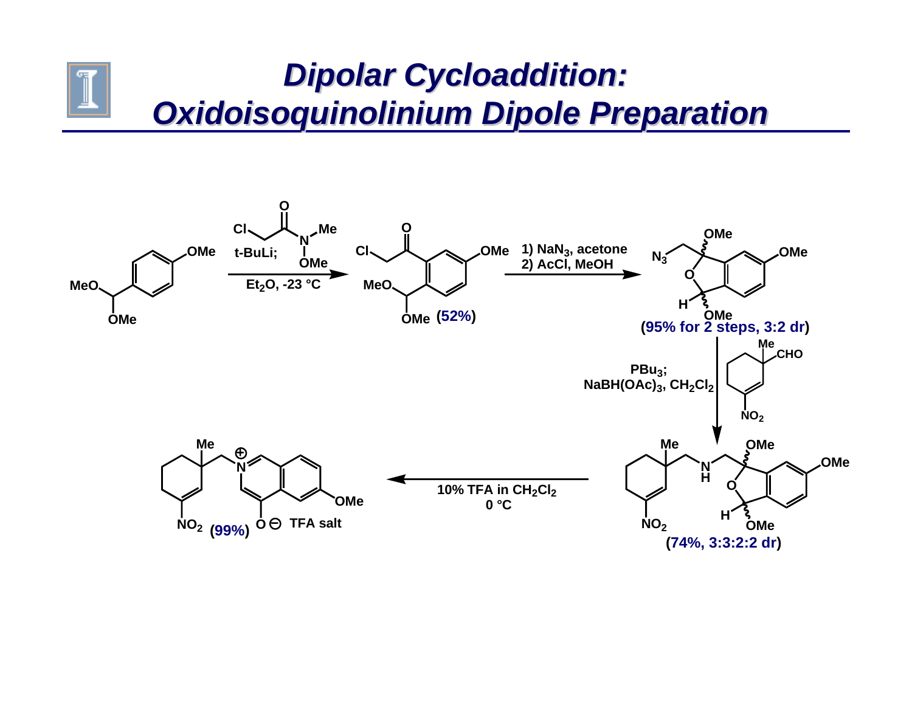# Dipolar Cycloaddition: Oxidoisoquinolinium Dipole Preparation

t-BuLi; Cl–CH$_2$–C(O)–N(Me)(OMe)

$Et_2O$, -23 °C

(52%)

1) $NaN_3$, acetone
2) AcCl, MeOH

(95% for 2 steps, 3:2 dr)

$PBu_3$;
$NaBH(OAc)_3$, $CH_2Cl_2$

(74%, 3:3:2:2 dr)

10% TFA in $CH_2Cl_2$
0 °C

(99%) TFA salt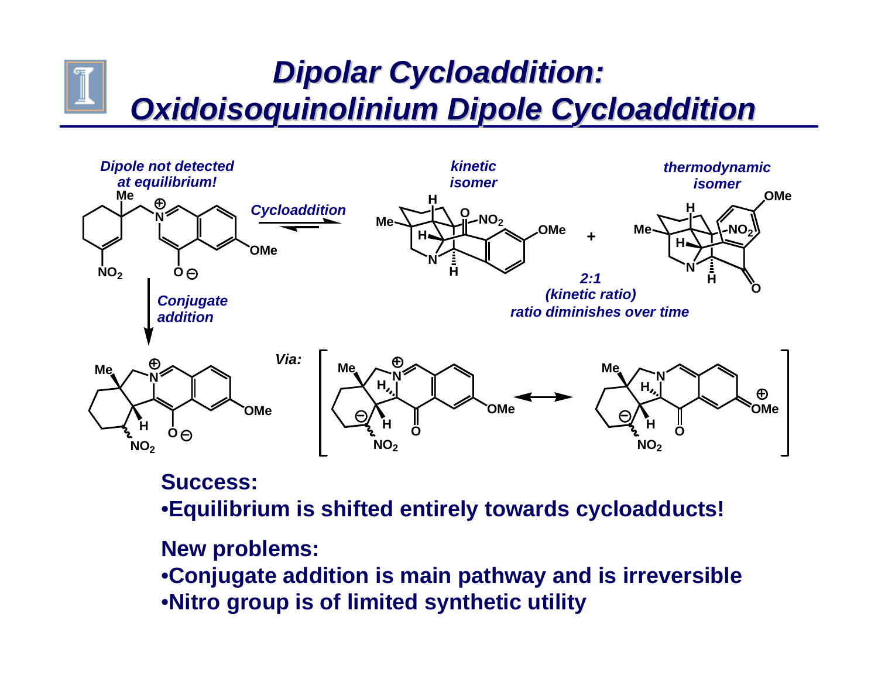# Dipolar Cycloaddition: Oxidoisoquinolinium Dipole Cycloaddition

*Dipole not detected at equilibrium!*

*Cycloaddition*

*kinetic isomer*

*thermodynamic isomer*

*2:1 (kinetic ratio) ratio diminishes over time*

*Conjugate addition*

*Via:*

**Success:**

- **Equilibrium is shifted entirely towards cycloadducts!**

**New problems:**

- **Conjugate addition is main pathway and is irreversible**
- **Nitro group is of limited synthetic utility**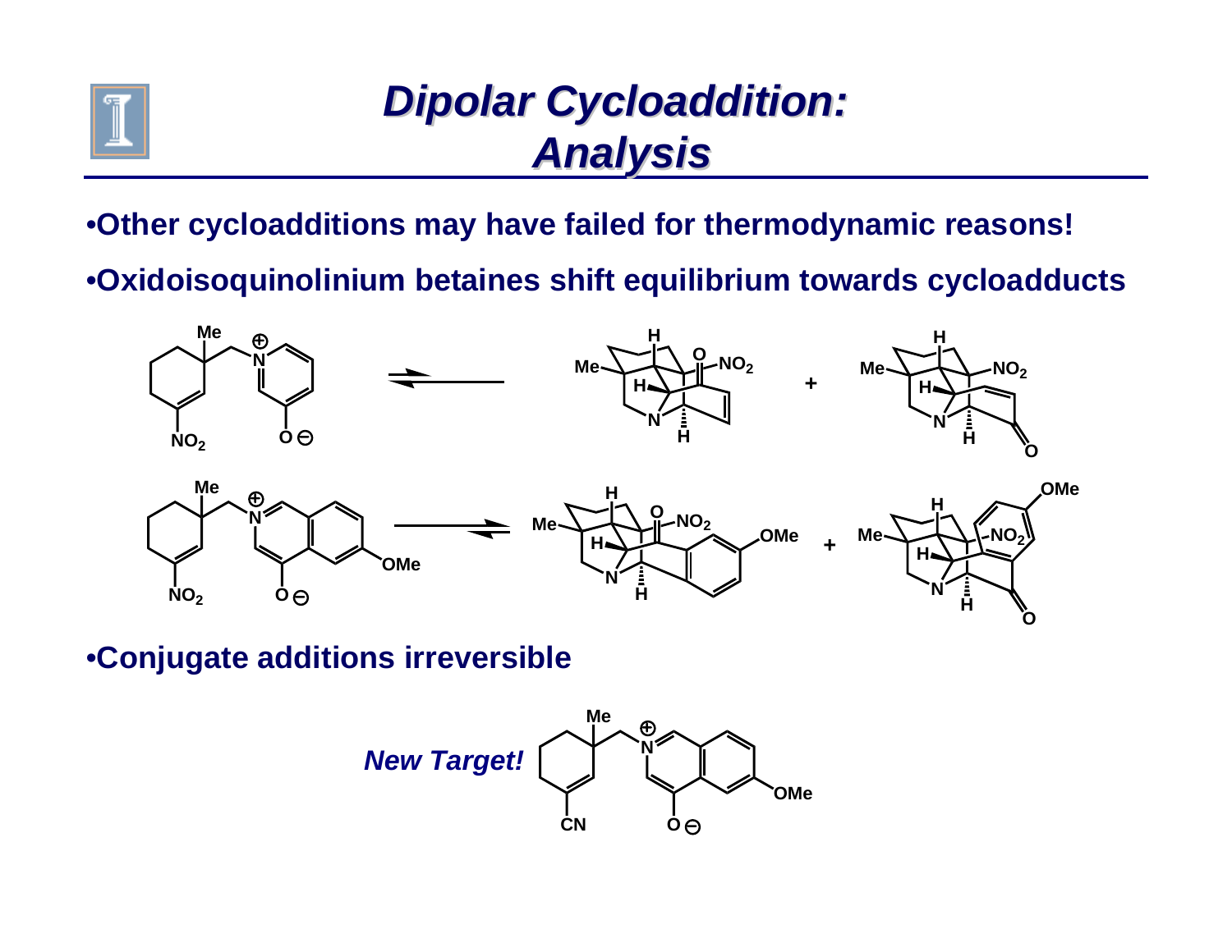# *Dipolar Cycloaddition: Analysis*

- **Other cycloadditions may have failed for thermodynamic reasons!**
- **Oxidoisoquinolinium betaines shift equilibrium towards cycloadducts**

- **Conjugate additions irreversible**

***New Target!***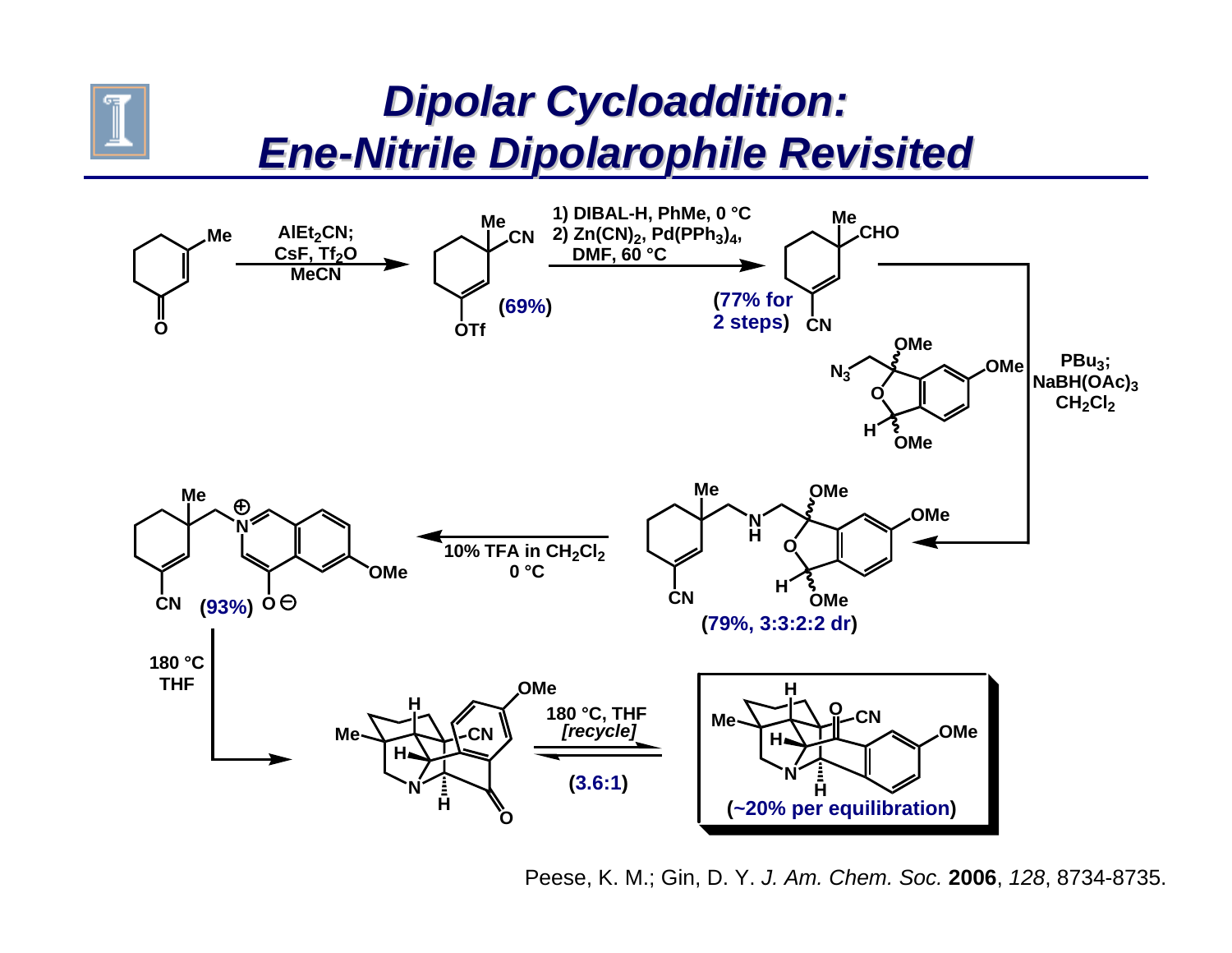# Dipolar Cycloaddition: Ene-Nitrile Dipolarophile Revisited

$AlEt_2CN$; CsF, $Tf_2O$, MeCN (69%)

1) DIBAL-H, PhMe, 0 °C
2) $Zn(CN)_2$, $Pd(PPh_3)_4$, DMF, 60 °C

(77% for 2 steps)

$PBu_3$; $NaBH(OAc)_3$, $CH_2Cl_2$

(79%, 3:3:2:2 dr)

10% TFA in $CH_2Cl_2$, 0 °C

(93%)

180 °C, THF

180 °C, THF *[recycle]*

(3.6:1)

(~20% per equilibration)

Peese, K. M.; Gin, D. Y. *J. Am. Chem. Soc.* **2006**, *128*, 8734-8735.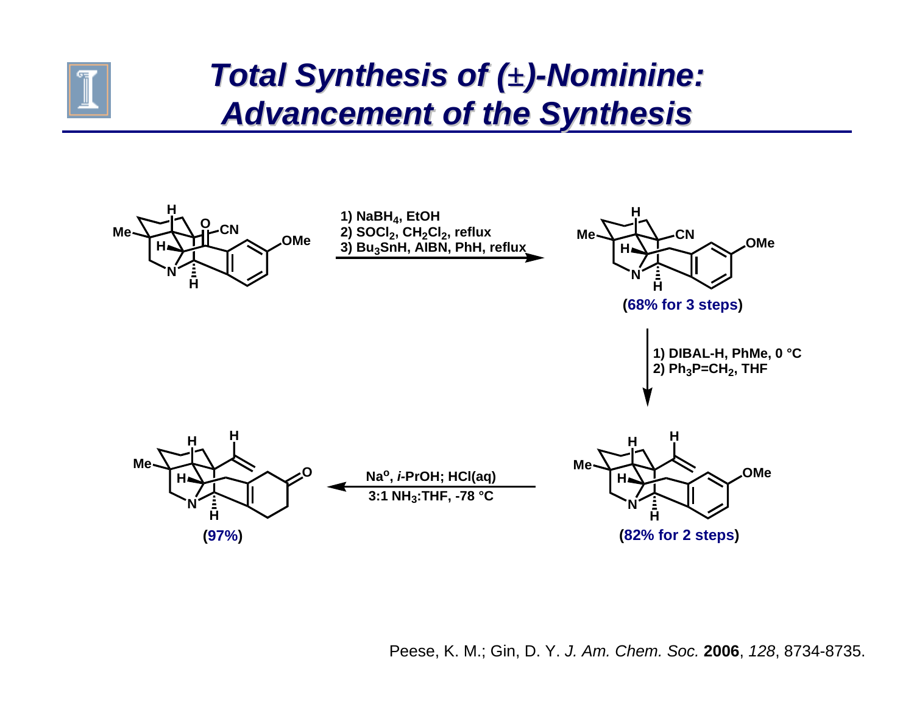# Total Synthesis of (±)-Nominine: Advancement of the Synthesis

1) $NaBH_4$, EtOH
2) $SOCl_2$, $CH_2Cl_2$, reflux
3) $Bu_3SnH$, AIBN, PhH, reflux

(68% for 3 steps)

1) DIBAL-H, PhMe, 0 °C
2) $Ph_3P{=}CH_2$, THF

(82% for 2 steps)

$Na^o$, *i*-PrOH; HCl(aq)
3:1 $NH_3$:THF, -78 °C

(97%)

Peese, K. M.; Gin, D. Y. *J. Am. Chem. Soc.* **2006**, *128*, 8734-8735.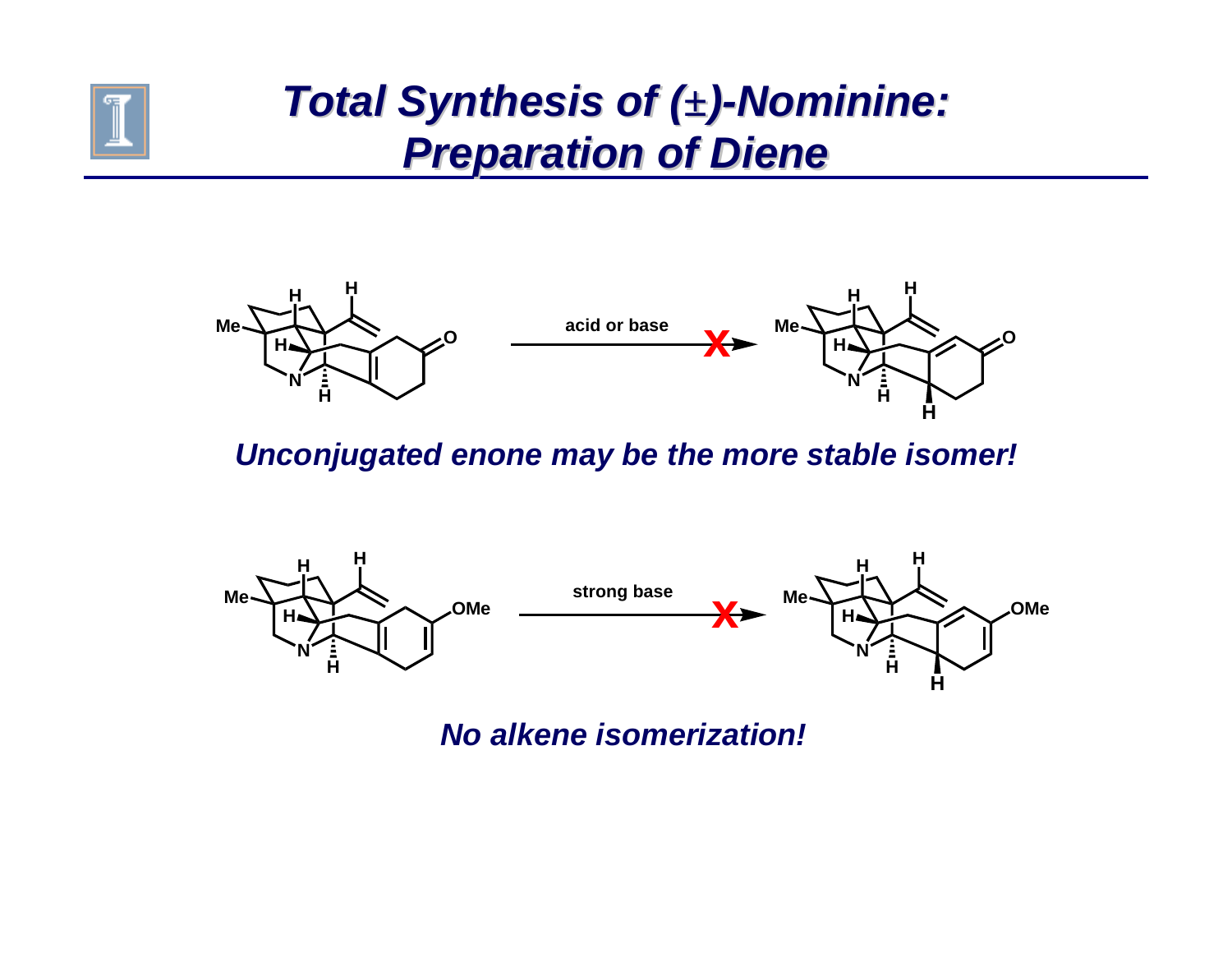# Total Synthesis of (±)-Nominine: Preparation of Diene

acid or base

*Unconjugated enone may be the more stable isomer!*

strong base

*No alkene isomerization!*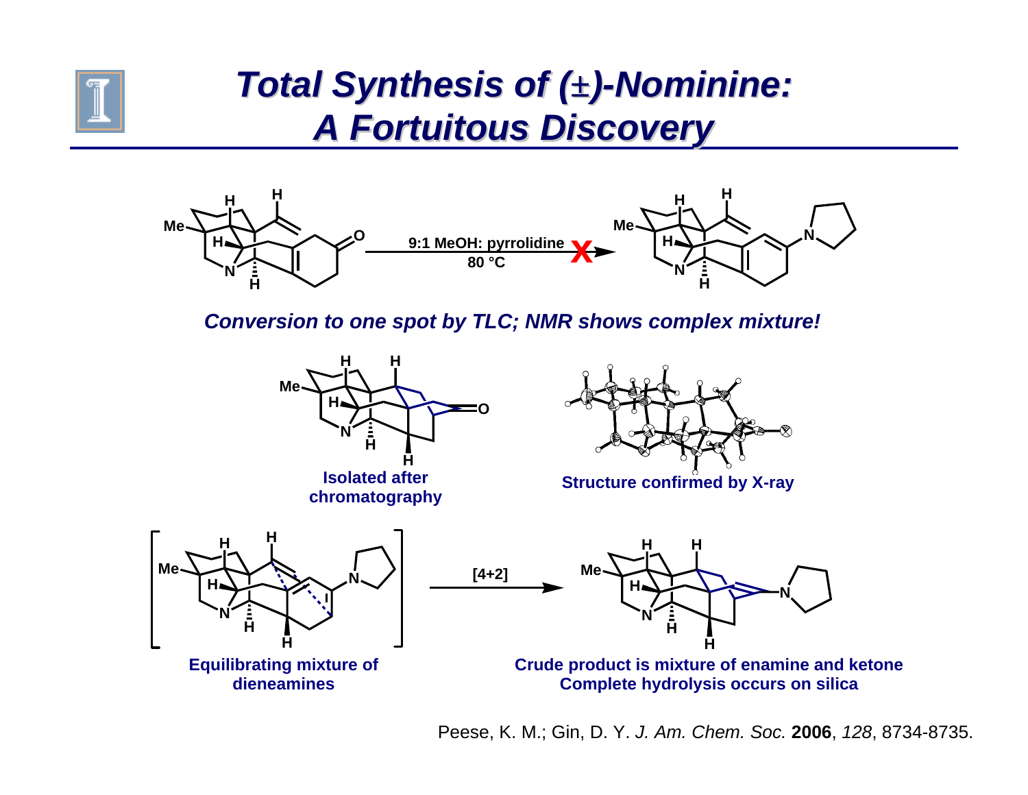# Total Synthesis of (±)-Nominine: A Fortuitous Discovery

9:1 MeOH: pyrrolidine
80 °C

*Conversion to one spot by TLC; NMR shows complex mixture!*

Isolated after chromatography

Structure confirmed by X-ray

Equilibrating mixture of dieneamines

[4+2]

Crude product is mixture of enamine and ketone
Complete hydrolysis occurs on silica

Peese, K. M.; Gin, D. Y. *J. Am. Chem. Soc.* **2006**, *128*, 8734-8735.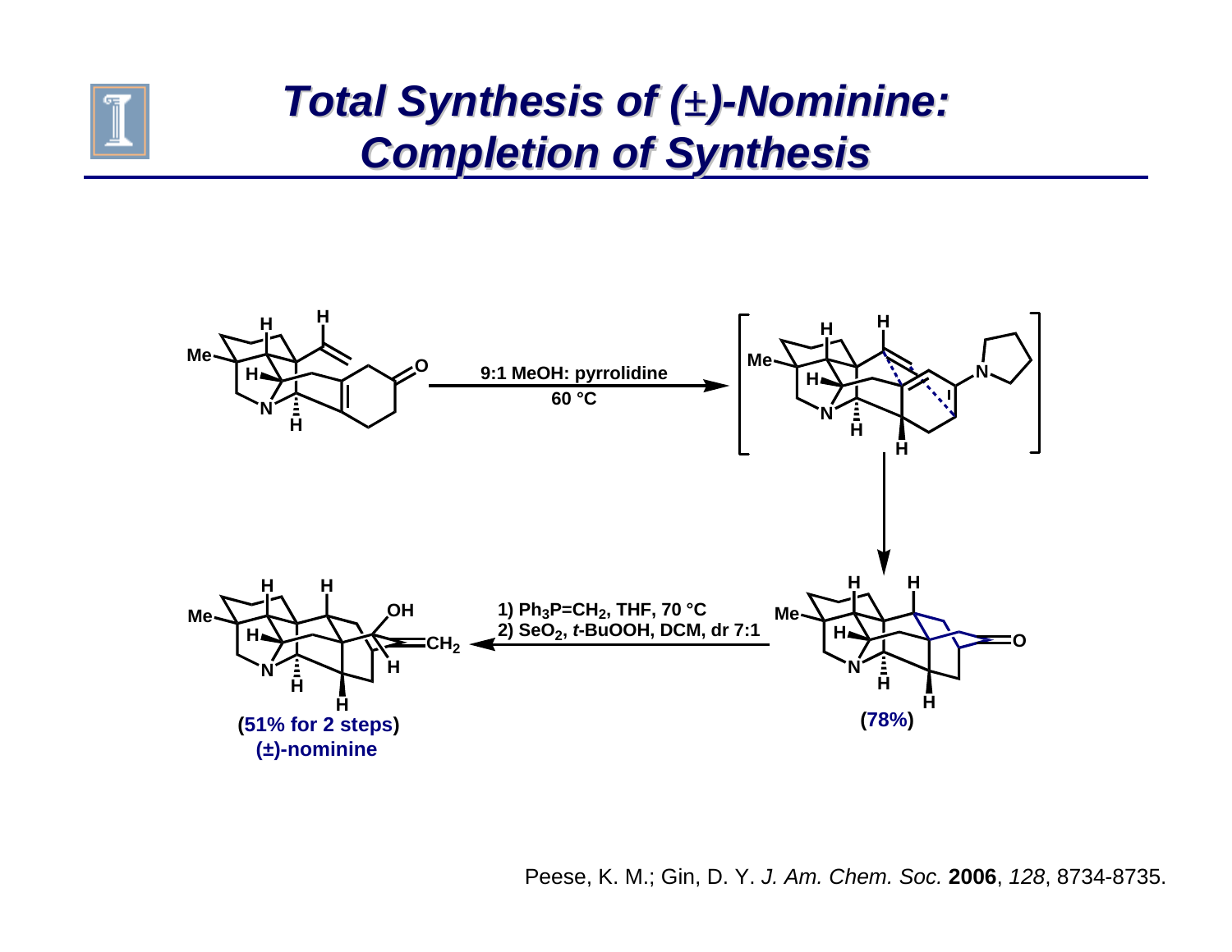# Total Synthesis of (±)-Nominine: Completion of Synthesis

9:1 MeOH: pyrrolidine
60 °C

(78%)

1) $Ph_3P{=}CH_2$, THF, 70 °C
2) $SeO_2$, *t*-BuOOH, DCM, dr 7:1

(51% for 2 steps)
(±)-nominine

Peese, K. M.; Gin, D. Y. *J. Am. Chem. Soc.* **2006**, *128*, 8734-8735.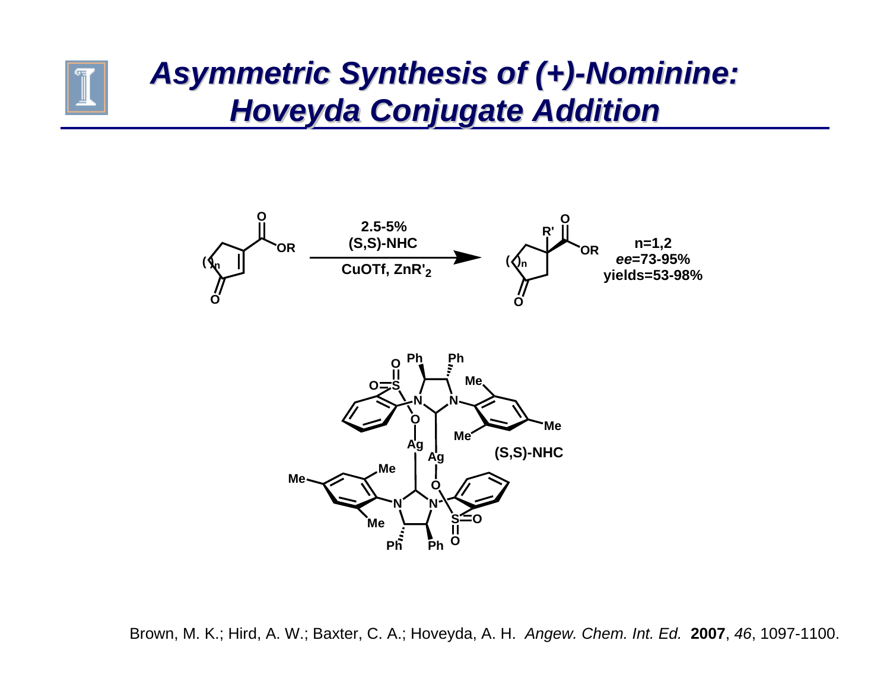# Asymmetric Synthesis of (+)-Nominine: Hoveyda Conjugate Addition

2.5-5% (S,S)-NHC

CuOTf, $ZnR'_2$

n=1,2
*ee*=73-95%
yields=53-98%

(S,S)-NHC

Brown, M. K.; Hird, A. W.; Baxter, C. A.; Hoveyda, A. H. *Angew. Chem. Int. Ed.* **2007**, *46*, 1097-1100.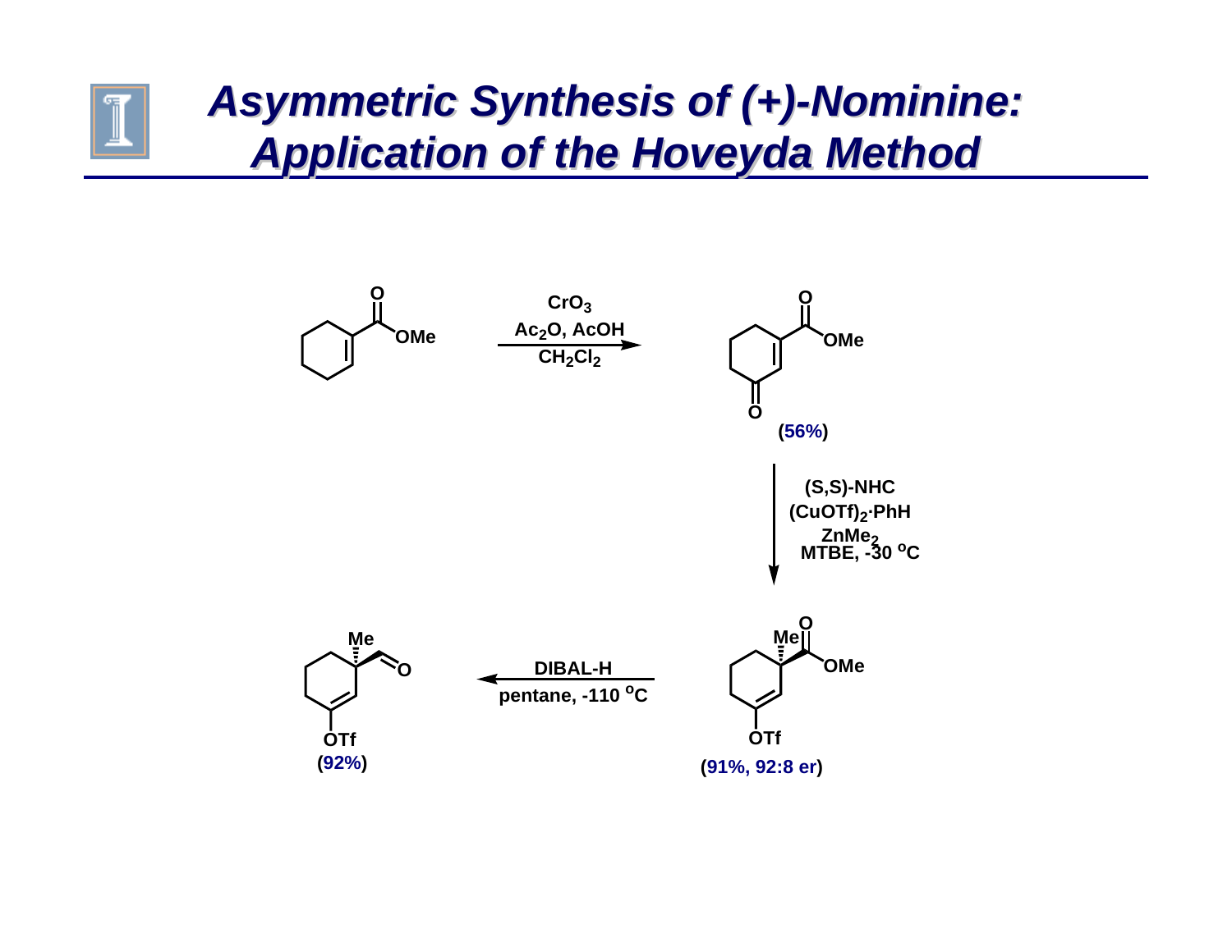# Asymmetric Synthesis of (+)-Nominine: Application of the Hoveyda Method

$CrO_3$
$Ac_2O$, AcOH
$CH_2Cl_2$

OMe

O

(56%)

(S,S)-NHC
$(CuOTf)_2 \cdot PhH$
$ZnMe_2$
MTBE, -30 °C

Me

OTf

(91%, 92:8 er)

DIBAL-H
pentane, -110 °C

(92%)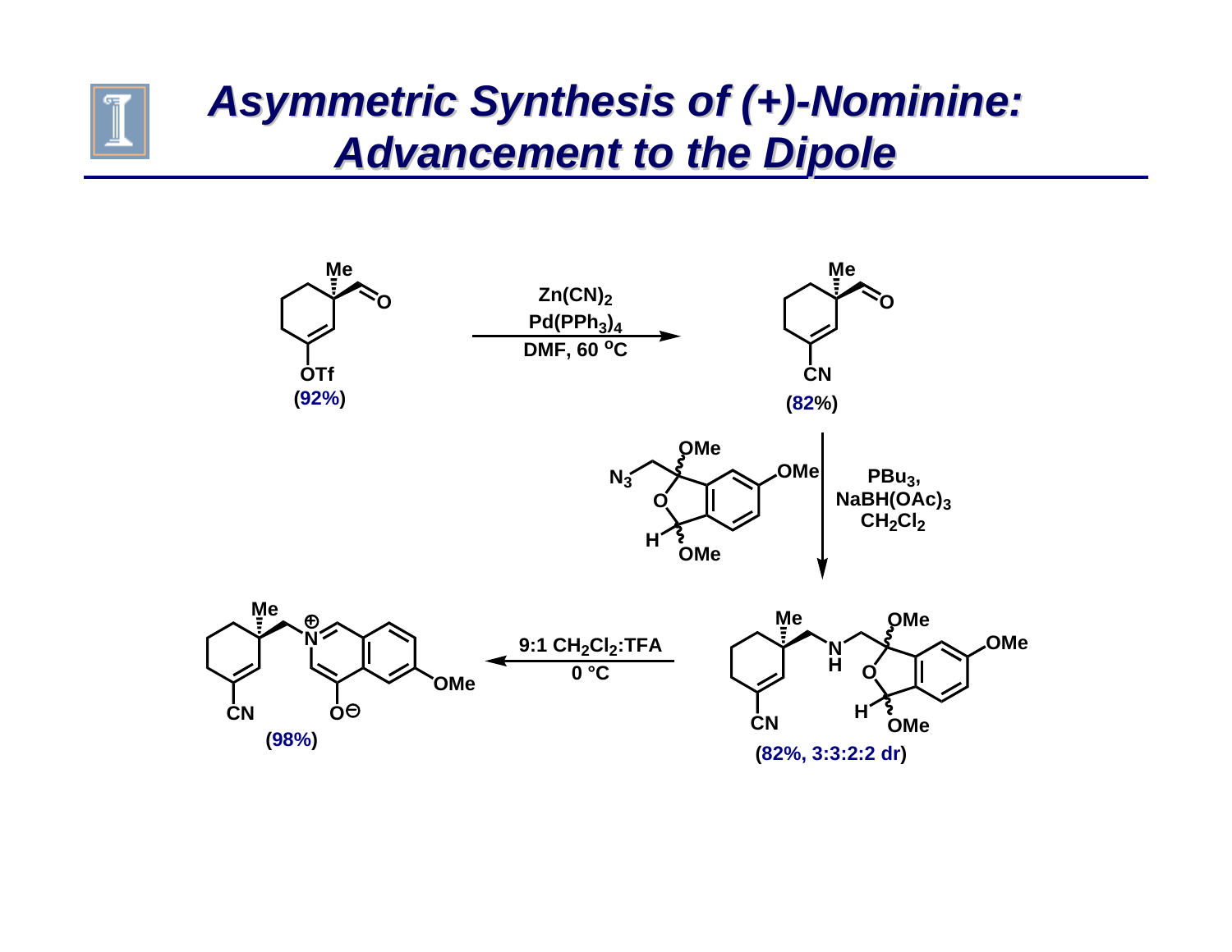# Asymmetric Synthesis of (+)-Nominine: Advancement to the Dipole

OTf

(92%)

$Zn(CN)_2$
$Pd(PPh_3)_4$
DMF, 60 °C

CN

(82%)

$PBu_3$,
$NaBH(OAc)_3$
$CH_2Cl_2$

(82%, 3:3:2:2 dr)

9:1 $CH_2Cl_2$:TFA
0 °C

(98%)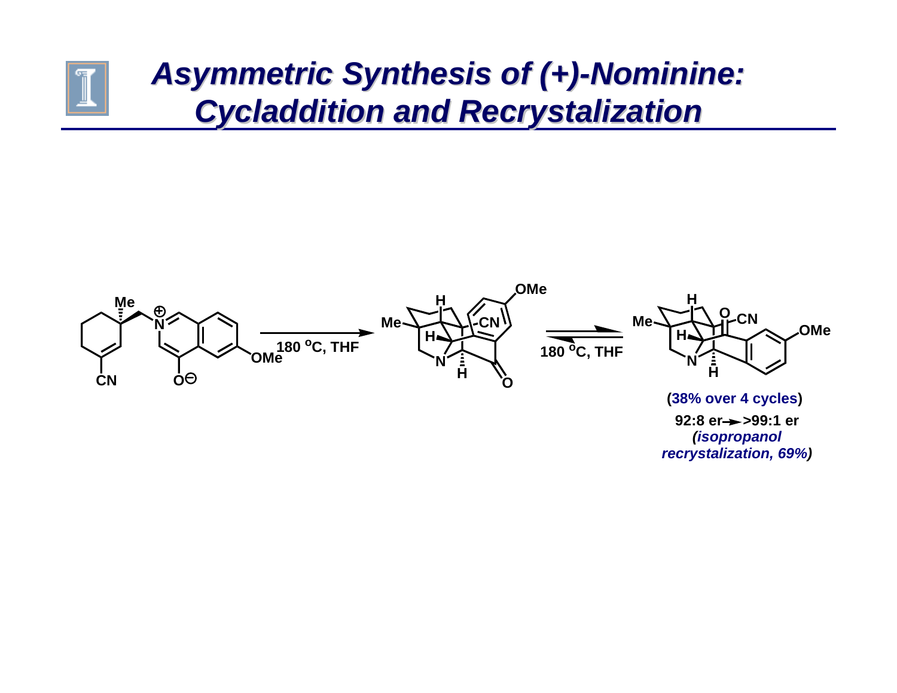# Asymmetric Synthesis of (+)-Nominine: Cycladdition and Recrystalization

180 $^{o}$C, THF

180 $^{o}$C, THF

(38% over 4 cycles)

92:8 er → >99:1 er

*(isopropanol recrystalization, 69%)*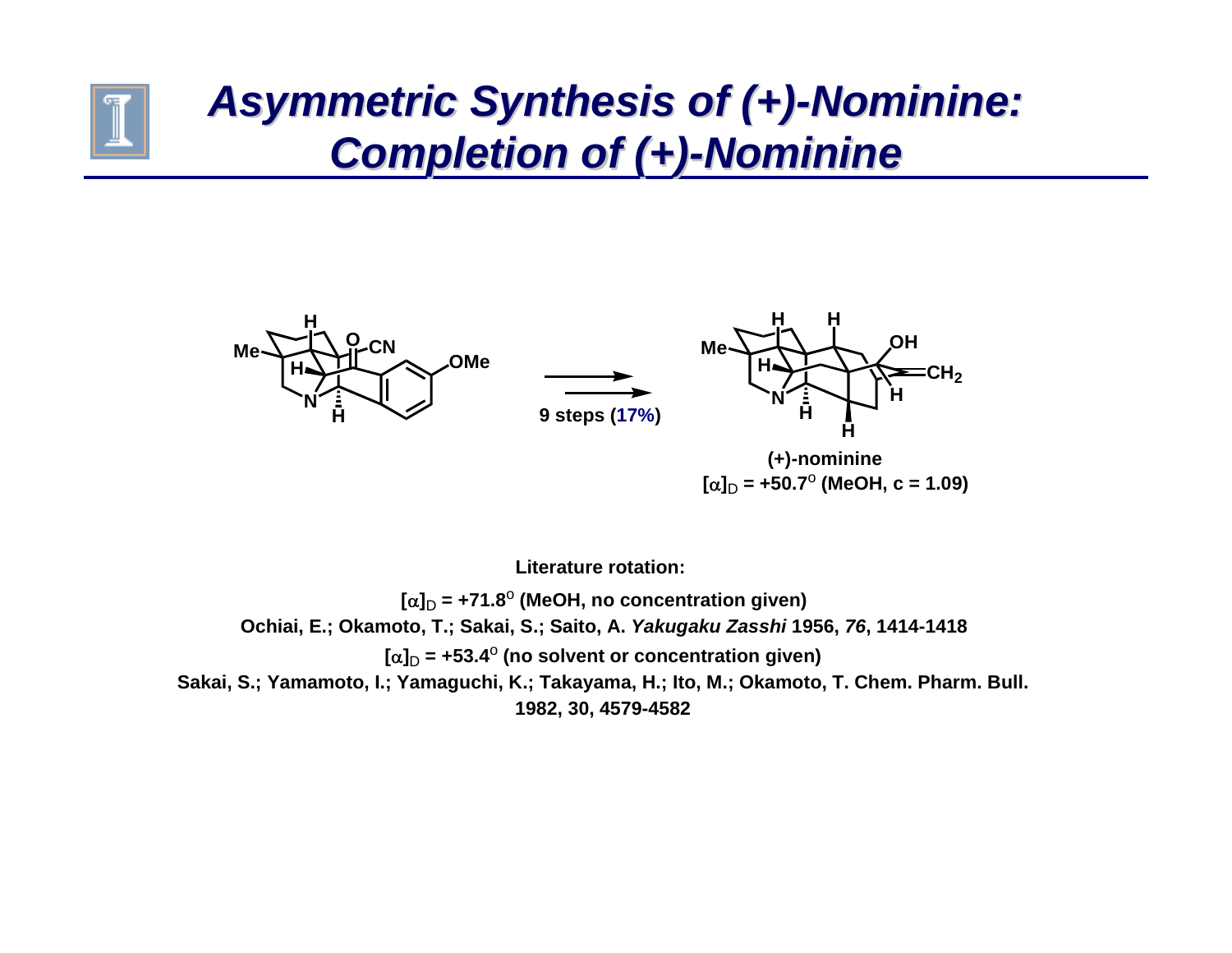# Asymmetric Synthesis of (+)-Nominine: Completion of (+)-Nominine

9 steps (17%)

(+)-nominine
$[\alpha]_D$ = +50.7° (MeOH, c = 1.09)

**Literature rotation:**

$[\alpha]_D$ = +71.8° (MeOH, no concentration given)
Ochiai, E.; Okamoto, T.; Sakai, S.; Saito, A. *Yakugaku Zasshi* 1956, *76*, 1414-1418

$[\alpha]_D$ = +53.4° (no solvent or concentration given)
Sakai, S.; Yamamoto, I.; Yamaguchi, K.; Takayama, H.; Ito, M.; Okamoto, T. Chem. Pharm. Bull. 1982, 30, 4579-4582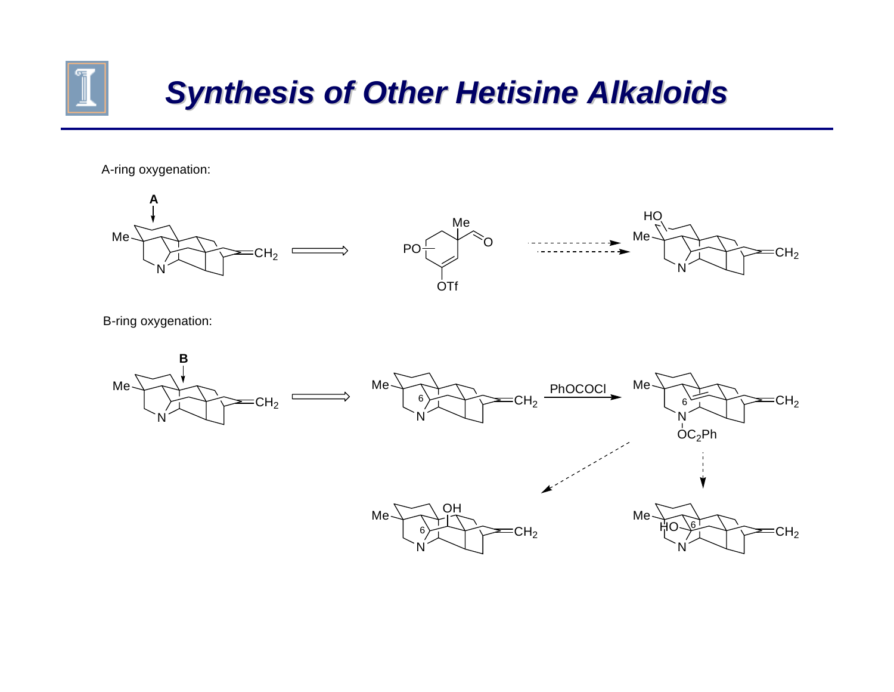# Synthesis of Other Hetisine Alkaloids

A-ring oxygenation:

B-ring oxygenation:

PhOCOCl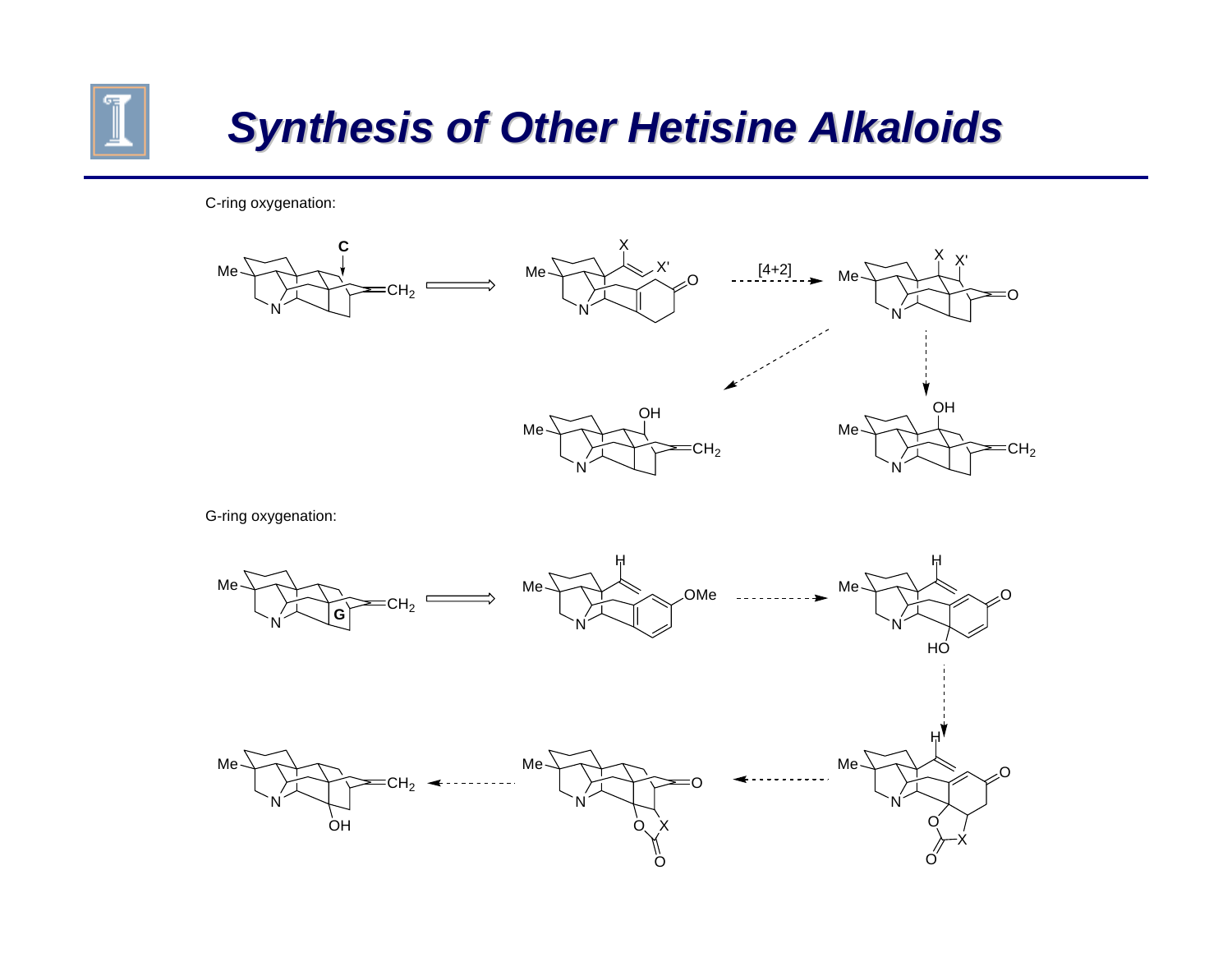# Synthesis of Other Hetisine Alkaloids

C-ring oxygenation:

[4+2]

G-ring oxygenation: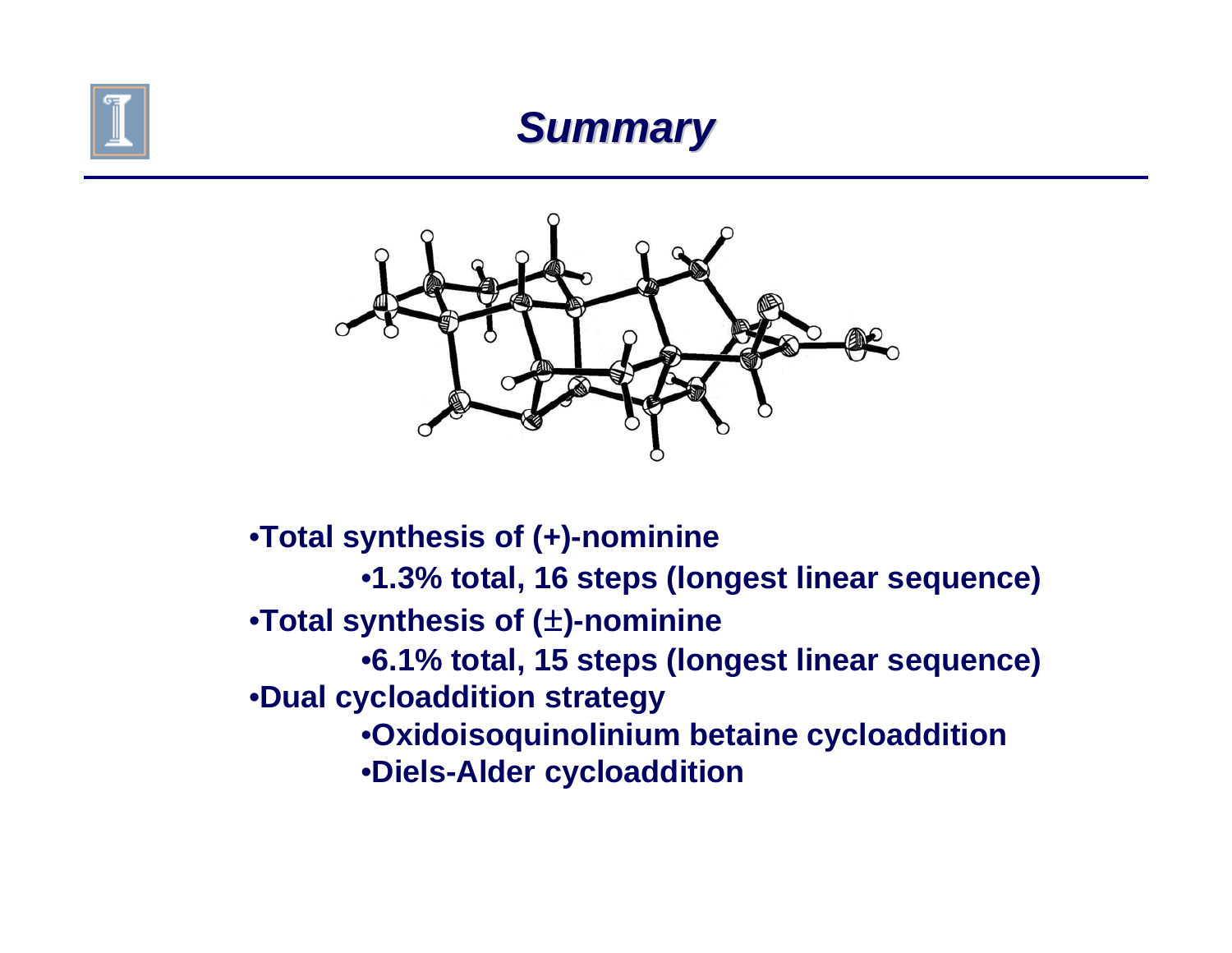# *Summary*

- **Total synthesis of (+)-nominine**
  - **1.3% total, 16 steps (longest linear sequence)**
- **Total synthesis of (±)-nominine**
  - **6.1% total, 15 steps (longest linear sequence)**
- **Dual cycloaddition strategy**
  - **Oxidoisoquinolinium betaine cycloaddition**
  - **Diels-Alder cycloaddition**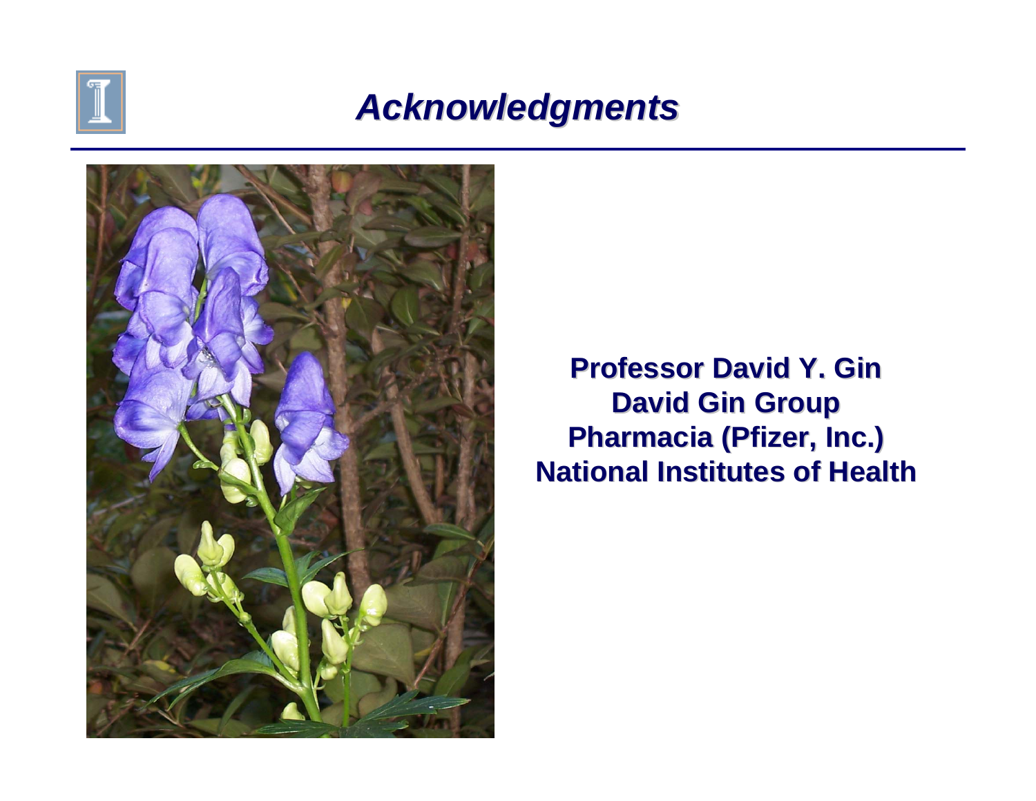# *Acknowledgments*

**Professor David Y. Gin**
**David Gin Group**
**Pharmacia (Pfizer, Inc.)**
**National Institutes of Health**